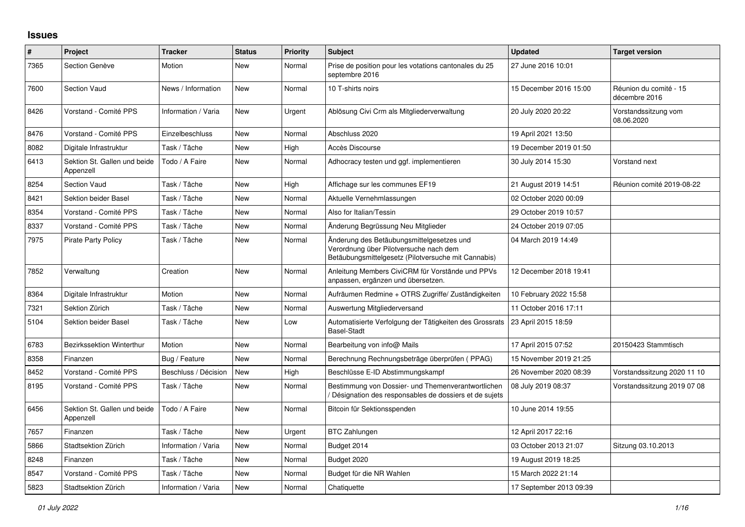## Issues

| # | Project | Tracker | Status | Priority | Subject | Updated | Target version |
|---|---|---|---|---|---|---|---|
| 7365 | Section Genève | Motion | New | Normal | Prise de position pour les votations cantonales du 25 septembre 2016 | 27 June 2016 10:01 | |
| 7600 | Section Vaud | News / Information | New | Normal | 10 T-shirts noirs | 15 December 2016 15:00 | Réunion du comité - 15 décembre 2016 |
| 8426 | Vorstand - Comité PPS | Information / Varia | New | Urgent | Ablösung Civi Crm als Mitgliederverwaltung | 20 July 2020 20:22 | Vorstandssitzung vom 08.06.2020 |
| 8476 | Vorstand - Comité PPS | Einzelbeschluss | New | Normal | Abschluss 2020 | 19 April 2021 13:50 | |
| 8082 | Digitale Infrastruktur | Task / Tâche | New | High | Accès Discourse | 19 December 2019 01:50 | |
| 6413 | Sektion St. Gallen und beide Appenzell | Todo / A Faire | New | Normal | Adhocracy testen und ggf. implementieren | 30 July 2014 15:30 | Vorstand next |
| 8254 | Section Vaud | Task / Tâche | New | High | Affichage sur les communes EF19 | 21 August 2019 14:51 | Réunion comité 2019-08-22 |
| 8421 | Sektion beider Basel | Task / Tâche | New | Normal | Aktuelle Vernehmlassungen | 02 October 2020 00:09 | |
| 8354 | Vorstand - Comité PPS | Task / Tâche | New | Normal | Also for Italian/Tessin | 29 October 2019 10:57 | |
| 8337 | Vorstand - Comité PPS | Task / Tâche | New | Normal | Änderung Begrüssung Neu Mitglieder | 24 October 2019 07:05 | |
| 7975 | Pirate Party Policy | Task / Tâche | New | Normal | Änderung des Betäubungsmittelgesetzes und Verordnung über Pilotversuche nach dem Betäubungsmittelgesetz (Pilotversuche mit Cannabis) | 04 March 2019 14:49 | |
| 7852 | Verwaltung | Creation | New | Normal | Anleitung Members CiviCRM für Vorstände und PPVs anpassen, ergänzen und übersetzen. | 12 December 2018 19:41 | |
| 8364 | Digitale Infrastruktur | Motion | New | Normal | Aufräumen Redmine + OTRS Zugriffe/ Zuständigkeiten | 10 February 2022 15:58 | |
| 7321 | Sektion Zürich | Task / Tâche | New | Normal | Auswertung Mitgliederversand | 11 October 2016 17:11 | |
| 5104 | Sektion beider Basel | Task / Tâche | New | Low | Automatisierte Verfolgung der Tätigkeiten des Grossrats Basel-Stadt | 23 April 2015 18:59 | |
| 6783 | Bezirkssektion Winterthur | Motion | New | Normal | Bearbeitung von info@ Mails | 17 April 2015 07:52 | 20150423 Stammtisch |
| 8358 | Finanzen | Bug / Feature | New | Normal | Berechnung Rechnungsbeträge überprüfen ( PPAG) | 15 November 2019 21:25 | |
| 8452 | Vorstand - Comité PPS | Beschluss / Décision | New | High | Beschlüsse E-ID Abstimmungskampf | 26 November 2020 08:39 | Vorstandssitzung 2020 11 10 |
| 8195 | Vorstand - Comité PPS | Task / Tâche | New | Normal | Bestimmung von Dossier- und Themenverantwortlichen / Désignation des responsables de dossiers et de sujets | 08 July 2019 08:37 | Vorstandssitzung 2019 07 08 |
| 6456 | Sektion St. Gallen und beide Appenzell | Todo / A Faire | New | Normal | Bitcoin für Sektionsspenden | 10 June 2014 19:55 | |
| 7657 | Finanzen | Task / Tâche | New | Urgent | BTC Zahlungen | 12 April 2017 22:16 | |
| 5866 | Stadtsektion Zürich | Information / Varia | New | Normal | Budget 2014 | 03 October 2013 21:07 | Sitzung 03.10.2013 |
| 8248 | Finanzen | Task / Tâche | New | Normal | Budget 2020 | 19 August 2019 18:25 | |
| 8547 | Vorstand - Comité PPS | Task / Tâche | New | Normal | Budget für die NR Wahlen | 15 March 2022 21:14 | |
| 5823 | Stadtsektion Zürich | Information / Varia | New | Normal | Chatiquette | 17 September 2013 09:39 | |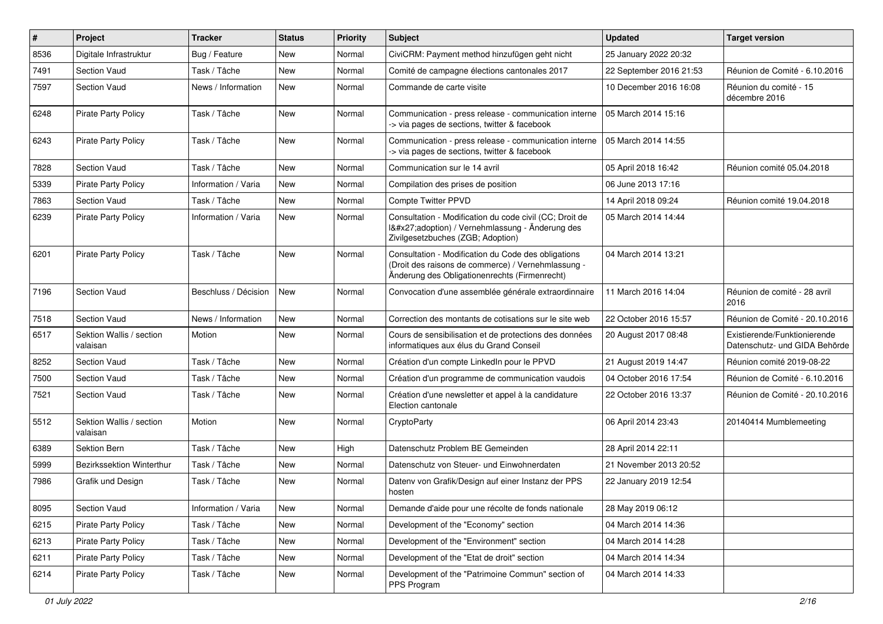| # | Project | Tracker | Status | Priority | Subject | Updated | Target version |
|---|---|---|---|---|---|---|---|
| 8536 | Digitale Infrastruktur | Bug / Feature | New | Normal | CiviCRM: Payment method hinzufügen geht nicht | 25 January 2022 20:32 | |
| 7491 | Section Vaud | Task / Tâche | New | Normal | Comité de campagne élections cantonales 2017 | 22 September 2016 21:53 | Réunion de Comité - 6.10.2016 |
| 7597 | Section Vaud | News / Information | New | Normal | Commande de carte visite | 10 December 2016 16:08 | Réunion du comité - 15 décembre 2016 |
| 6248 | Pirate Party Policy | Task / Tâche | New | Normal | Communication - press release - communication interne -> via pages de sections, twitter & facebook | 05 March 2014 15:16 | |
| 6243 | Pirate Party Policy | Task / Tâche | New | Normal | Communication - press release - communication interne -> via pages de sections, twitter & facebook | 05 March 2014 14:55 | |
| 7828 | Section Vaud | Task / Tâche | New | Normal | Communication sur le 14 avril | 05 April 2018 16:42 | Réunion comité 05.04.2018 |
| 5339 | Pirate Party Policy | Information / Varia | New | Normal | Compilation des prises de position | 06 June 2013 17:16 | |
| 7863 | Section Vaud | Task / Tâche | New | Normal | Compte Twitter PPVD | 14 April 2018 09:24 | Réunion comité 19.04.2018 |
| 6239 | Pirate Party Policy | Information / Varia | New | Normal | Consultation - Modification du code civil (CC; Droit de l&#x27;adoption) / Vernehmlassung - Änderung des Zivilgesetzbuches (ZGB; Adoption) | 05 March 2014 14:44 | |
| 6201 | Pirate Party Policy | Task / Tâche | New | Normal | Consultation - Modification du Code des obligations (Droit des raisons de commerce) / Vernehmlassung - Änderung des Obligationenrechts (Firmenrecht) | 04 March 2014 13:21 | |
| 7196 | Section Vaud | Beschluss / Décision | New | Normal | Convocation d'une assemblée générale extraordinnaire | 11 March 2016 14:04 | Réunion de comité - 28 avril 2016 |
| 7518 | Section Vaud | News / Information | New | Normal | Correction des montants de cotisations sur le site web | 22 October 2016 15:57 | Réunion de Comité - 20.10.2016 |
| 6517 | Sektion Wallis / section valaisan | Motion | New | Normal | Cours de sensibilisation et de protections des données informatiques aux élus du Grand Conseil | 20 August 2017 08:48 | Existierende/Funktionierende Datenschutz- und GIDA Behörde |
| 8252 | Section Vaud | Task / Tâche | New | Normal | Création d'un compte LinkedIn pour le PPVD | 21 August 2019 14:47 | Réunion comité 2019-08-22 |
| 7500 | Section Vaud | Task / Tâche | New | Normal | Création d'un programme de communication vaudois | 04 October 2016 17:54 | Réunion de Comité - 6.10.2016 |
| 7521 | Section Vaud | Task / Tâche | New | Normal | Création d'une newsletter et appel à la candidature Election cantonale | 22 October 2016 13:37 | Réunion de Comité - 20.10.2016 |
| 5512 | Sektion Wallis / section valaisan | Motion | New | Normal | CryptoParty | 06 April 2014 23:43 | 20140414 Mumblemeeting |
| 6389 | Sektion Bern | Task / Tâche | New | High | Datenschutz Problem BE Gemeinden | 28 April 2014 22:11 | |
| 5999 | Bezirkssektion Winterthur | Task / Tâche | New | Normal | Datenschutz von Steuer- und Einwohnerdaten | 21 November 2013 20:52 | |
| 7986 | Grafik und Design | Task / Tâche | New | Normal | Datenv von Grafik/Design auf einer Instanz der PPS hosten | 22 January 2019 12:54 | |
| 8095 | Section Vaud | Information / Varia | New | Normal | Demande d'aide pour une récolte de fonds nationale | 28 May 2019 06:12 | |
| 6215 | Pirate Party Policy | Task / Tâche | New | Normal | Development of the "Economy" section | 04 March 2014 14:36 | |
| 6213 | Pirate Party Policy | Task / Tâche | New | Normal | Development of the "Environment" section | 04 March 2014 14:28 | |
| 6211 | Pirate Party Policy | Task / Tâche | New | Normal | Development of the "Etat de droit" section | 04 March 2014 14:34 | |
| 6214 | Pirate Party Policy | Task / Tâche | New | Normal | Development of the "Patrimoine Commun" section of PPS Program | 04 March 2014 14:33 | |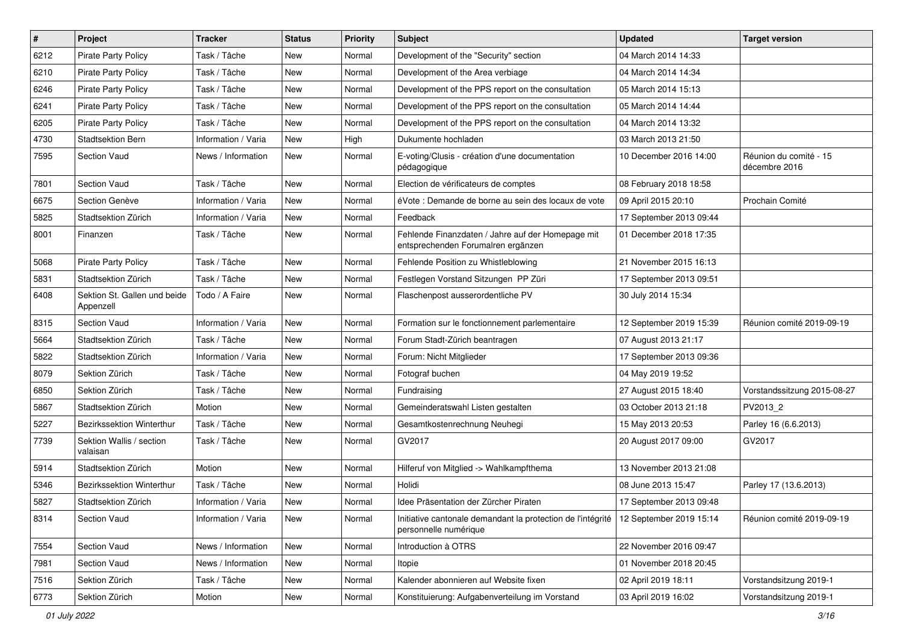| # | Project | Tracker | Status | Priority | Subject | Updated | Target version |
|---|---|---|---|---|---|---|---|
| 6212 | Pirate Party Policy | Task / Tâche | New | Normal | Development of the "Security" section | 04 March 2014 14:33 | |
| 6210 | Pirate Party Policy | Task / Tâche | New | Normal | Development of the Area verbiage | 04 March 2014 14:34 | |
| 6246 | Pirate Party Policy | Task / Tâche | New | Normal | Development of the PPS report on the consultation | 05 March 2014 15:13 | |
| 6241 | Pirate Party Policy | Task / Tâche | New | Normal | Development of the PPS report on the consultation | 05 March 2014 14:44 | |
| 6205 | Pirate Party Policy | Task / Tâche | New | Normal | Development of the PPS report on the consultation | 04 March 2014 13:32 | |
| 4730 | Stadtsektion Bern | Information / Varia | New | High | Dukumente hochladen | 03 March 2013 21:50 | |
| 7595 | Section Vaud | News / Information | New | Normal | E-voting/Clusis - création d'une documentation pédagogique | 10 December 2016 14:00 | Réunion du comité - 15 décembre 2016 |
| 7801 | Section Vaud | Task / Tâche | New | Normal | Election de vérificateurs de comptes | 08 February 2018 18:58 | |
| 6675 | Section Genève | Information / Varia | New | Normal | éVote : Demande de borne au sein des locaux de vote | 09 April 2015 20:10 | Prochain Comité |
| 5825 | Stadtsektion Zürich | Information / Varia | New | Normal | Feedback | 17 September 2013 09:44 | |
| 8001 | Finanzen | Task / Tâche | New | Normal | Fehlende Finanzdaten / Jahre auf der Homepage mit entsprechenden Forumalren ergänzen | 01 December 2018 17:35 | |
| 5068 | Pirate Party Policy | Task / Tâche | New | Normal | Fehlende Position zu Whistleblowing | 21 November 2015 16:13 | |
| 5831 | Stadtsektion Zürich | Task / Tâche | New | Normal | Festlegen Vorstand Sitzungen PP Züri | 17 September 2013 09:51 | |
| 6408 | Sektion St. Gallen und beide Appenzell | Todo / A Faire | New | Normal | Flaschenpost ausserordentliche PV | 30 July 2014 15:34 | |
| 8315 | Section Vaud | Information / Varia | New | Normal | Formation sur le fonctionnement parlementaire | 12 September 2019 15:39 | Réunion comité 2019-09-19 |
| 5664 | Stadtsektion Zürich | Task / Tâche | New | Normal | Forum Stadt-Zürich beantragen | 07 August 2013 21:17 | |
| 5822 | Stadtsektion Zürich | Information / Varia | New | Normal | Forum: Nicht Mitglieder | 17 September 2013 09:36 | |
| 8079 | Sektion Zürich | Task / Tâche | New | Normal | Fotograf buchen | 04 May 2019 19:52 | |
| 6850 | Sektion Zürich | Task / Tâche | New | Normal | Fundraising | 27 August 2015 18:40 | Vorstandssitzung 2015-08-27 |
| 5867 | Stadtsektion Zürich | Motion | New | Normal | Gemeinderatswahl Listen gestalten | 03 October 2013 21:18 | PV2013_2 |
| 5227 | Bezirkssektion Winterthur | Task / Tâche | New | Normal | Gesamtkostenrechnung Neuhegi | 15 May 2013 20:53 | Parley 16 (6.6.2013) |
| 7739 | Sektion Wallis / section valaisan | Task / Tâche | New | Normal | GV2017 | 20 August 2017 09:00 | GV2017 |
| 5914 | Stadtsektion Zürich | Motion | New | Normal | Hilferuf von Mitglied -> Wahlkampfthema | 13 November 2013 21:08 | |
| 5346 | Bezirkssektion Winterthur | Task / Tâche | New | Normal | Holidi | 08 June 2013 15:47 | Parley 17 (13.6.2013) |
| 5827 | Stadtsektion Zürich | Information / Varia | New | Normal | Idee Präsentation der Zürcher Piraten | 17 September 2013 09:48 | |
| 8314 | Section Vaud | Information / Varia | New | Normal | Initiative cantonale demandant la protection de l'intégrité personnelle numérique | 12 September 2019 15:14 | Réunion comité 2019-09-19 |
| 7554 | Section Vaud | News / Information | New | Normal | Introduction à OTRS | 22 November 2016 09:47 | |
| 7981 | Section Vaud | News / Information | New | Normal | Itopie | 01 November 2018 20:45 | |
| 7516 | Sektion Zürich | Task / Tâche | New | Normal | Kalender abonnieren auf Website fixen | 02 April 2019 18:11 | Vorstandsitzung 2019-1 |
| 6773 | Sektion Zürich | Motion | New | Normal | Konstituierung: Aufgabenverteilung im Vorstand | 03 April 2019 16:02 | Vorstandsitzung 2019-1 |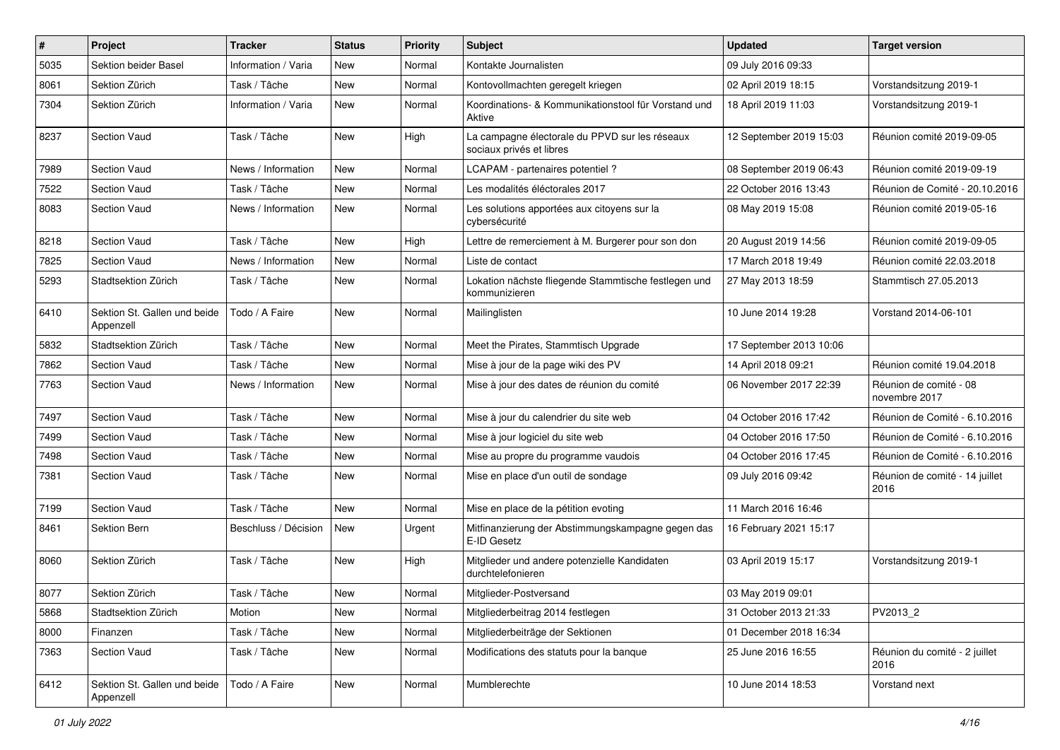| # | Project | Tracker | Status | Priority | Subject | Updated | Target version |
|---|---|---|---|---|---|---|---|
| 5035 | Sektion beider Basel | Information / Varia | New | Normal | Kontakte Journalisten | 09 July 2016 09:33 | |
| 8061 | Sektion Zürich | Task / Tâche | New | Normal | Kontovollmachten geregelt kriegen | 02 April 2019 18:15 | Vorstandsitzung 2019-1 |
| 7304 | Sektion Zürich | Information / Varia | New | Normal | Koordinations- & Kommunikationstool für Vorstand und Aktive | 18 April 2019 11:03 | Vorstandsitzung 2019-1 |
| 8237 | Section Vaud | Task / Tâche | New | High | La campagne électorale du PPVD sur les réseaux sociaux privés et libres | 12 September 2019 15:03 | Réunion comité 2019-09-05 |
| 7989 | Section Vaud | News / Information | New | Normal | LCAPAM - partenaires potentiel ? | 08 September 2019 06:43 | Réunion comité 2019-09-19 |
| 7522 | Section Vaud | Task / Tâche | New | Normal | Les modalités éléctorales 2017 | 22 October 2016 13:43 | Réunion de Comité - 20.10.2016 |
| 8083 | Section Vaud | News / Information | New | Normal | Les solutions apportées aux citoyens sur la cybersécurité | 08 May 2019 15:08 | Réunion comité 2019-05-16 |
| 8218 | Section Vaud | Task / Tâche | New | High | Lettre de remerciement à M. Burgerer pour son don | 20 August 2019 14:56 | Réunion comité 2019-09-05 |
| 7825 | Section Vaud | News / Information | New | Normal | Liste de contact | 17 March 2018 19:49 | Réunion comité 22.03.2018 |
| 5293 | Stadtsektion Zürich | Task / Tâche | New | Normal | Lokation nächste fliegende Stammtische festlegen und kommunizieren | 27 May 2013 18:59 | Stammtisch 27.05.2013 |
| 6410 | Sektion St. Gallen und beide Appenzell | Todo / A Faire | New | Normal | Mailinglisten | 10 June 2014 19:28 | Vorstand 2014-06-101 |
| 5832 | Stadtsektion Zürich | Task / Tâche | New | Normal | Meet the Pirates, Stammtisch Upgrade | 17 September 2013 10:06 | |
| 7862 | Section Vaud | Task / Tâche | New | Normal | Mise à jour de la page wiki des PV | 14 April 2018 09:21 | Réunion comité 19.04.2018 |
| 7763 | Section Vaud | News / Information | New | Normal | Mise à jour des dates de réunion du comité | 06 November 2017 22:39 | Réunion de comité - 08 novembre 2017 |
| 7497 | Section Vaud | Task / Tâche | New | Normal | Mise à jour du calendrier du site web | 04 October 2016 17:42 | Réunion de Comité - 6.10.2016 |
| 7499 | Section Vaud | Task / Tâche | New | Normal | Mise à jour logiciel du site web | 04 October 2016 17:50 | Réunion de Comité - 6.10.2016 |
| 7498 | Section Vaud | Task / Tâche | New | Normal | Mise au propre du programme vaudois | 04 October 2016 17:45 | Réunion de Comité - 6.10.2016 |
| 7381 | Section Vaud | Task / Tâche | New | Normal | Mise en place d'un outil de sondage | 09 July 2016 09:42 | Réunion de comité - 14 juillet 2016 |
| 7199 | Section Vaud | Task / Tâche | New | Normal | Mise en place de la pétition evoting | 11 March 2016 16:46 | |
| 8461 | Sektion Bern | Beschluss / Décision | New | Urgent | Mitfinanzierung der Abstimmungskampagne gegen das E-ID Gesetz | 16 February 2021 15:17 | |
| 8060 | Sektion Zürich | Task / Tâche | New | High | Mitglieder und andere potenzielle Kandidaten durchtelefonieren | 03 April 2019 15:17 | Vorstandsitzung 2019-1 |
| 8077 | Sektion Zürich | Task / Tâche | New | Normal | Mitglieder-Postversand | 03 May 2019 09:01 | |
| 5868 | Stadtsektion Zürich | Motion | New | Normal | Mitgliederbeitrag 2014 festlegen | 31 October 2013 21:33 | PV2013_2 |
| 8000 | Finanzen | Task / Tâche | New | Normal | Mitgliederbeiträge der Sektionen | 01 December 2018 16:34 | |
| 7363 | Section Vaud | Task / Tâche | New | Normal | Modifications des statuts pour la banque | 25 June 2016 16:55 | Réunion du comité - 2 juillet 2016 |
| 6412 | Sektion St. Gallen und beide Appenzell | Todo / A Faire | New | Normal | Mumblerechte | 10 June 2014 18:53 | Vorstand next |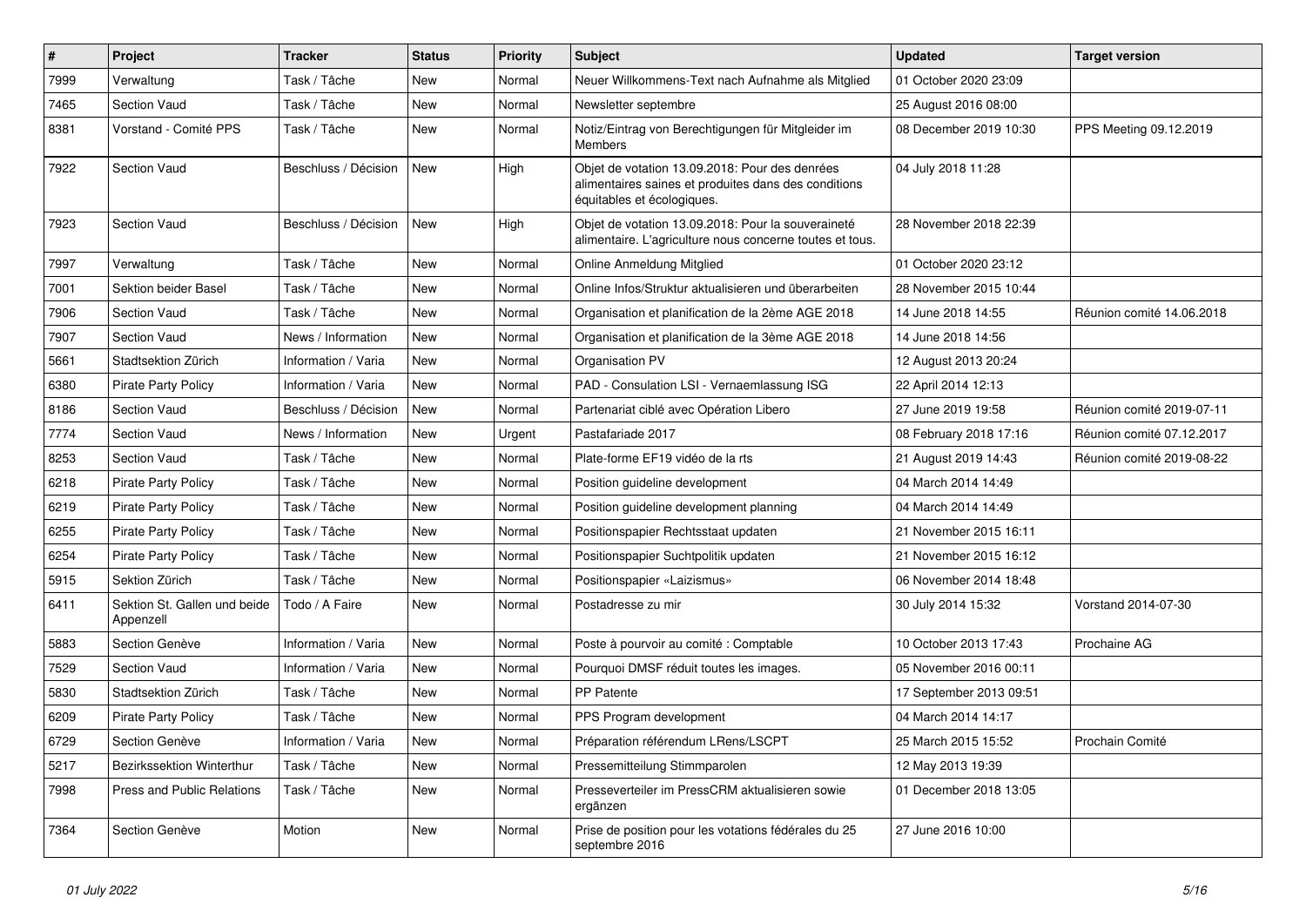| # | Project | Tracker | Status | Priority | Subject | Updated | Target version |
|---|---|---|---|---|---|---|---|
| 7999 | Verwaltung | Task / Tâche | New | Normal | Neuer Willkommens-Text nach Aufnahme als Mitglied | 01 October 2020 23:09 | |
| 7465 | Section Vaud | Task / Tâche | New | Normal | Newsletter septembre | 25 August 2016 08:00 | |
| 8381 | Vorstand - Comité PPS | Task / Tâche | New | Normal | Notiz/Eintrag von Berechtigungen für Mitgleider im Members | 08 December 2019 10:30 | PPS Meeting 09.12.2019 |
| 7922 | Section Vaud | Beschluss / Décision | New | High | Objet de votation 13.09.2018: Pour des denrées alimentaires saines et produites dans des conditions équitables et écologiques. | 04 July 2018 11:28 | |
| 7923 | Section Vaud | Beschluss / Décision | New | High | Objet de votation 13.09.2018: Pour la souveraineté alimentaire. L'agriculture nous concerne toutes et tous. | 28 November 2018 22:39 | |
| 7997 | Verwaltung | Task / Tâche | New | Normal | Online Anmeldung Mitglied | 01 October 2020 23:12 | |
| 7001 | Sektion beider Basel | Task / Tâche | New | Normal | Online Infos/Struktur aktualisieren und überarbeiten | 28 November 2015 10:44 | |
| 7906 | Section Vaud | Task / Tâche | New | Normal | Organisation et planification de la 2ème AGE 2018 | 14 June 2018 14:55 | Réunion comité 14.06.2018 |
| 7907 | Section Vaud | News / Information | New | Normal | Organisation et planification de la 3ème AGE 2018 | 14 June 2018 14:56 | |
| 5661 | Stadtsektion Zürich | Information / Varia | New | Normal | Organisation PV | 12 August 2013 20:24 | |
| 6380 | Pirate Party Policy | Information / Varia | New | Normal | PAD - Consulation LSI - Vernaemlassung ISG | 22 April 2014 12:13 | |
| 8186 | Section Vaud | Beschluss / Décision | New | Normal | Partenariat ciblé avec Opération Libero | 27 June 2019 19:58 | Réunion comité 2019-07-11 |
| 7774 | Section Vaud | News / Information | New | Urgent | Pastafariade 2017 | 08 February 2018 17:16 | Réunion comité 07.12.2017 |
| 8253 | Section Vaud | Task / Tâche | New | Normal | Plate-forme EF19 vidéo de la rts | 21 August 2019 14:43 | Réunion comité 2019-08-22 |
| 6218 | Pirate Party Policy | Task / Tâche | New | Normal | Position guideline development | 04 March 2014 14:49 | |
| 6219 | Pirate Party Policy | Task / Tâche | New | Normal | Position guideline development planning | 04 March 2014 14:49 | |
| 6255 | Pirate Party Policy | Task / Tâche | New | Normal | Positionspapier Rechtsstaat updaten | 21 November 2015 16:11 | |
| 6254 | Pirate Party Policy | Task / Tâche | New | Normal | Positionspapier Suchtpolitik updaten | 21 November 2015 16:12 | |
| 5915 | Sektion Zürich | Task / Tâche | New | Normal | Positionspapier «Laizismus» | 06 November 2014 18:48 | |
| 6411 | Sektion St. Gallen und beide Appenzell | Todo / A Faire | New | Normal | Postadresse zu mir | 30 July 2014 15:32 | Vorstand 2014-07-30 |
| 5883 | Section Genève | Information / Varia | New | Normal | Poste à pourvoir au comité : Comptable | 10 October 2013 17:43 | Prochaine AG |
| 7529 | Section Vaud | Information / Varia | New | Normal | Pourquoi DMSF réduit toutes les images. | 05 November 2016 00:11 | |
| 5830 | Stadtsektion Zürich | Task / Tâche | New | Normal | PP Patente | 17 September 2013 09:51 | |
| 6209 | Pirate Party Policy | Task / Tâche | New | Normal | PPS Program development | 04 March 2014 14:17 | |
| 6729 | Section Genève | Information / Varia | New | Normal | Préparation référendum LRens/LSCPT | 25 March 2015 15:52 | Prochain Comité |
| 5217 | Bezirkssektion Winterthur | Task / Tâche | New | Normal | Pressemitteilung Stimmparolen | 12 May 2013 19:39 | |
| 7998 | Press and Public Relations | Task / Tâche | New | Normal | Presseverteiler im PressCRM aktualisieren sowie ergänzen | 01 December 2018 13:05 | |
| 7364 | Section Genève | Motion | New | Normal | Prise de position pour les votations fédérales du 25 septembre 2016 | 27 June 2016 10:00 | |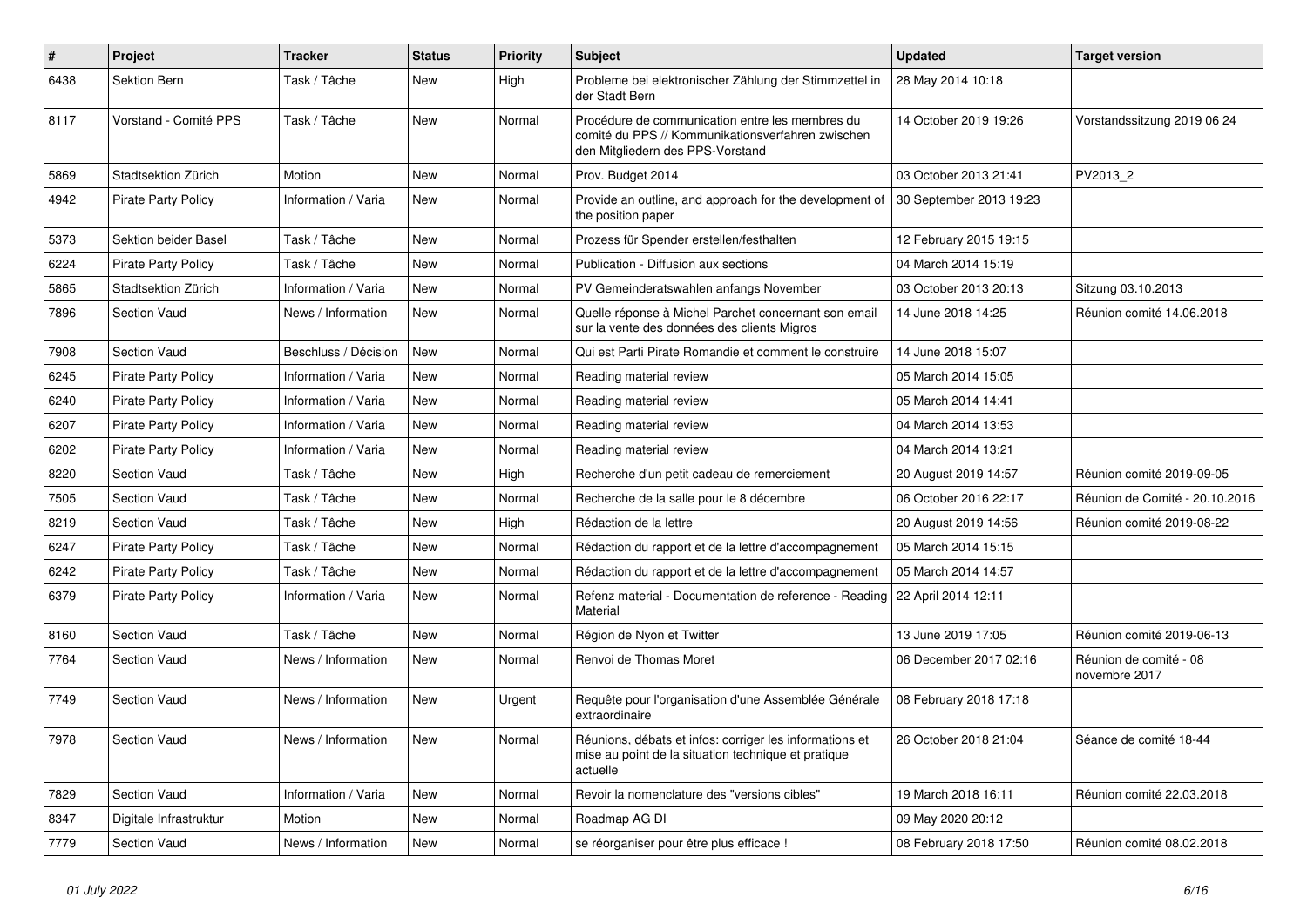| # | Project | Tracker | Status | Priority | Subject | Updated | Target version |
|---|---|---|---|---|---|---|---|
| 6438 | Sektion Bern | Task / Tâche | New | High | Probleme bei elektronischer Zählung der Stimmzettel in der Stadt Bern | 28 May 2014 10:18 | |
| 8117 | Vorstand - Comité PPS | Task / Tâche | New | Normal | Procédure de communication entre les membres du comité du PPS // Kommunikationsverfahren zwischen den Mitgliedern des PPS-Vorstand | 14 October 2019 19:26 | Vorstandssitzung 2019 06 24 |
| 5869 | Stadtsektion Zürich | Motion | New | Normal | Prov. Budget 2014 | 03 October 2013 21:41 | PV2013_2 |
| 4942 | Pirate Party Policy | Information / Varia | New | Normal | Provide an outline, and approach for the development of the position paper | 30 September 2013 19:23 | |
| 5373 | Sektion beider Basel | Task / Tâche | New | Normal | Prozess für Spender erstellen/festhalten | 12 February 2015 19:15 | |
| 6224 | Pirate Party Policy | Task / Tâche | New | Normal | Publication - Diffusion aux sections | 04 March 2014 15:19 | |
| 5865 | Stadtsektion Zürich | Information / Varia | New | Normal | PV Gemeinderatswahlen anfangs November | 03 October 2013 20:13 | Sitzung 03.10.2013 |
| 7896 | Section Vaud | News / Information | New | Normal | Quelle réponse à Michel Parchet concernant son email sur la vente des données des clients Migros | 14 June 2018 14:25 | Réunion comité 14.06.2018 |
| 7908 | Section Vaud | Beschluss / Décision | New | Normal | Qui est Parti Pirate Romandie et comment le construire | 14 June 2018 15:07 | |
| 6245 | Pirate Party Policy | Information / Varia | New | Normal | Reading material review | 05 March 2014 15:05 | |
| 6240 | Pirate Party Policy | Information / Varia | New | Normal | Reading material review | 05 March 2014 14:41 | |
| 6207 | Pirate Party Policy | Information / Varia | New | Normal | Reading material review | 04 March 2014 13:53 | |
| 6202 | Pirate Party Policy | Information / Varia | New | Normal | Reading material review | 04 March 2014 13:21 | |
| 8220 | Section Vaud | Task / Tâche | New | High | Recherche d'un petit cadeau de remerciement | 20 August 2019 14:57 | Réunion comité 2019-09-05 |
| 7505 | Section Vaud | Task / Tâche | New | Normal | Recherche de la salle pour le 8 décembre | 06 October 2016 22:17 | Réunion de Comité - 20.10.2016 |
| 8219 | Section Vaud | Task / Tâche | New | High | Rédaction de la lettre | 20 August 2019 14:56 | Réunion comité 2019-08-22 |
| 6247 | Pirate Party Policy | Task / Tâche | New | Normal | Rédaction du rapport et de la lettre d'accompagnement | 05 March 2014 15:15 | |
| 6242 | Pirate Party Policy | Task / Tâche | New | Normal | Rédaction du rapport et de la lettre d'accompagnement | 05 March 2014 14:57 | |
| 6379 | Pirate Party Policy | Information / Varia | New | Normal | Refenz material - Documentation de reference - Reading Material | 22 April 2014 12:11 | |
| 8160 | Section Vaud | Task / Tâche | New | Normal | Région de Nyon et Twitter | 13 June 2019 17:05 | Réunion comité 2019-06-13 |
| 7764 | Section Vaud | News / Information | New | Normal | Renvoi de Thomas Moret | 06 December 2017 02:16 | Réunion de comité - 08 novembre 2017 |
| 7749 | Section Vaud | News / Information | New | Urgent | Requête pour l'organisation d'une Assemblée Générale extraordinaire | 08 February 2018 17:18 | |
| 7978 | Section Vaud | News / Information | New | Normal | Réunions, débats et infos: corriger les informations et mise au point de la situation technique et pratique actuelle | 26 October 2018 21:04 | Séance de comité 18-44 |
| 7829 | Section Vaud | Information / Varia | New | Normal | Revoir la nomenclature des "versions cibles" | 19 March 2018 16:11 | Réunion comité 22.03.2018 |
| 8347 | Digitale Infrastruktur | Motion | New | Normal | Roadmap AG DI | 09 May 2020 20:12 | |
| 7779 | Section Vaud | News / Information | New | Normal | se réorganiser pour être plus efficace ! | 08 February 2018 17:50 | Réunion comité 08.02.2018 |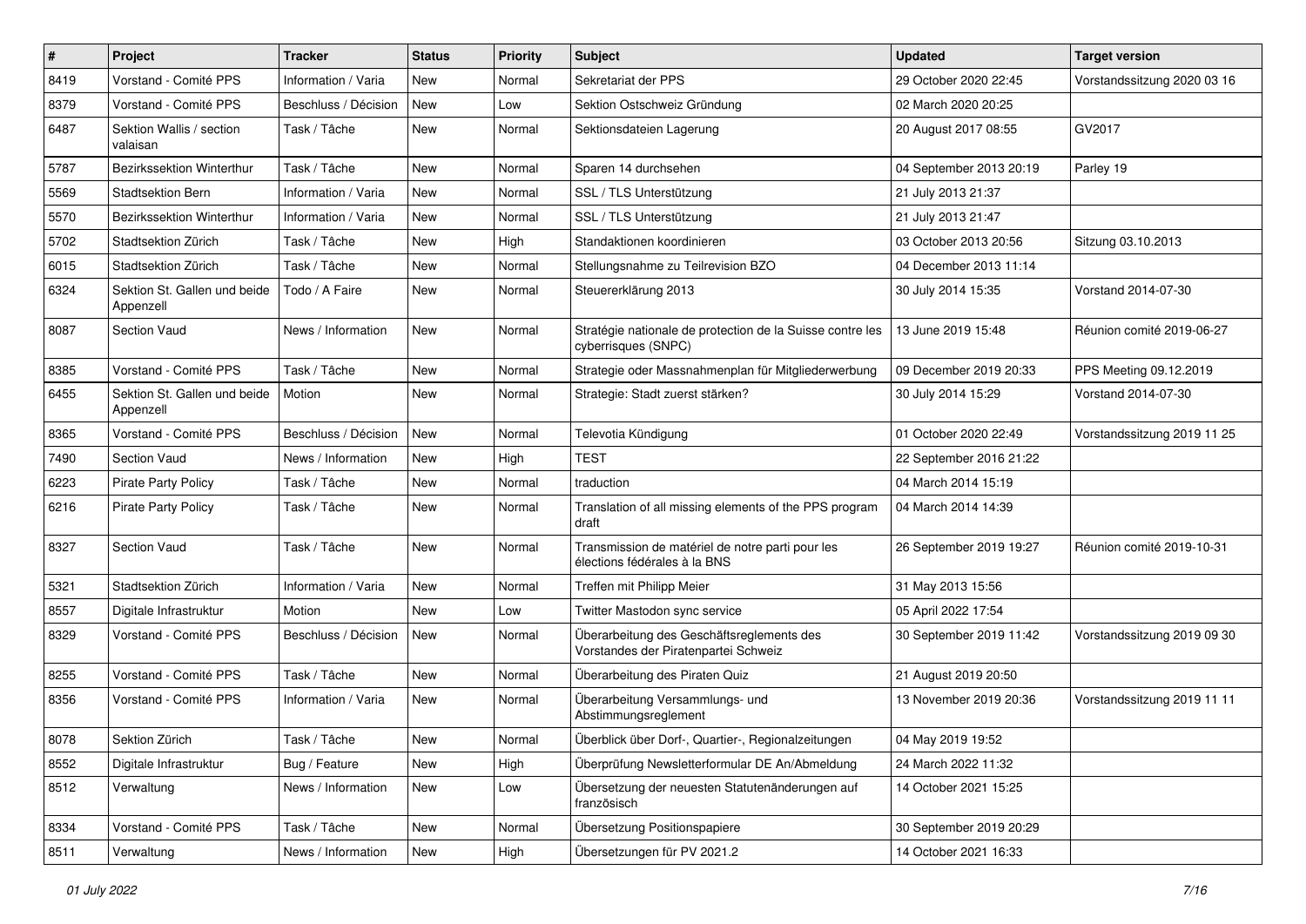| # | Project | Tracker | Status | Priority | Subject | Updated | Target version |
|---|---|---|---|---|---|---|---|
| 8419 | Vorstand - Comité PPS | Information / Varia | New | Normal | Sekretariat der PPS | 29 October 2020 22:45 | Vorstandssitzung 2020 03 16 |
| 8379 | Vorstand - Comité PPS | Beschluss / Décision | New | Low | Sektion Ostschweiz Gründung | 02 March 2020 20:25 | |
| 6487 | Sektion Wallis / section valaisan | Task / Tâche | New | Normal | Sektionsdateien Lagerung | 20 August 2017 08:55 | GV2017 |
| 5787 | Bezirkssektion Winterthur | Task / Tâche | New | Normal | Sparen 14 durchsehen | 04 September 2013 20:19 | Parley 19 |
| 5569 | Stadtsektion Bern | Information / Varia | New | Normal | SSL / TLS Unterstützung | 21 July 2013 21:37 | |
| 5570 | Bezirkssektion Winterthur | Information / Varia | New | Normal | SSL / TLS Unterstützung | 21 July 2013 21:47 | |
| 5702 | Stadtsektion Zürich | Task / Tâche | New | High | Standaktionen koordinieren | 03 October 2013 20:56 | Sitzung 03.10.2013 |
| 6015 | Stadtsektion Zürich | Task / Tâche | New | Normal | Stellungsnahme zu Teilrevision BZO | 04 December 2013 11:14 | |
| 6324 | Sektion St. Gallen und beide Appenzell | Todo / A Faire | New | Normal | Steuererklärung 2013 | 30 July 2014 15:35 | Vorstand 2014-07-30 |
| 8087 | Section Vaud | News / Information | New | Normal | Stratégie nationale de protection de la Suisse contre les cyberrisques (SNPC) | 13 June 2019 15:48 | Réunion comité 2019-06-27 |
| 8385 | Vorstand - Comité PPS | Task / Tâche | New | Normal | Strategie oder Massnahmenplan für Mitgliederwerbung | 09 December 2019 20:33 | PPS Meeting 09.12.2019 |
| 6455 | Sektion St. Gallen und beide Appenzell | Motion | New | Normal | Strategie: Stadt zuerst stärken? | 30 July 2014 15:29 | Vorstand 2014-07-30 |
| 8365 | Vorstand - Comité PPS | Beschluss / Décision | New | Normal | Televotia Kündigung | 01 October 2020 22:49 | Vorstandssitzung 2019 11 25 |
| 7490 | Section Vaud | News / Information | New | High | TEST | 22 September 2016 21:22 | |
| 6223 | Pirate Party Policy | Task / Tâche | New | Normal | traduction | 04 March 2014 15:19 | |
| 6216 | Pirate Party Policy | Task / Tâche | New | Normal | Translation of all missing elements of the PPS program draft | 04 March 2014 14:39 | |
| 8327 | Section Vaud | Task / Tâche | New | Normal | Transmission de matériel de notre parti pour les élections fédérales à la BNS | 26 September 2019 19:27 | Réunion comité 2019-10-31 |
| 5321 | Stadtsektion Zürich | Information / Varia | New | Normal | Treffen mit Philipp Meier | 31 May 2013 15:56 | |
| 8557 | Digitale Infrastruktur | Motion | New | Low | Twitter Mastodon sync service | 05 April 2022 17:54 | |
| 8329 | Vorstand - Comité PPS | Beschluss / Décision | New | Normal | Überarbeitung des Geschäftsreglements des Vorstandes der Piratenpartei Schweiz | 30 September 2019 11:42 | Vorstandssitzung 2019 09 30 |
| 8255 | Vorstand - Comité PPS | Task / Tâche | New | Normal | Überarbeitung des Piraten Quiz | 21 August 2019 20:50 | |
| 8356 | Vorstand - Comité PPS | Information / Varia | New | Normal | Überarbeitung Versammlungs- und Abstimmungsreglement | 13 November 2019 20:36 | Vorstandssitzung 2019 11 11 |
| 8078 | Sektion Zürich | Task / Tâche | New | Normal | Überblick über Dorf-, Quartier-, Regionalzeitungen | 04 May 2019 19:52 | |
| 8552 | Digitale Infrastruktur | Bug / Feature | New | High | Überprüfung Newsletterformular DE An/Abmeldung | 24 March 2022 11:32 | |
| 8512 | Verwaltung | News / Information | New | Low | Übersetzung der neuesten Statutenänderungen auf französisch | 14 October 2021 15:25 | |
| 8334 | Vorstand - Comité PPS | Task / Tâche | New | Normal | Übersetzung Positionspapiere | 30 September 2019 20:29 | |
| 8511 | Verwaltung | News / Information | New | High | Übersetzungen für PV 2021.2 | 14 October 2021 16:33 | |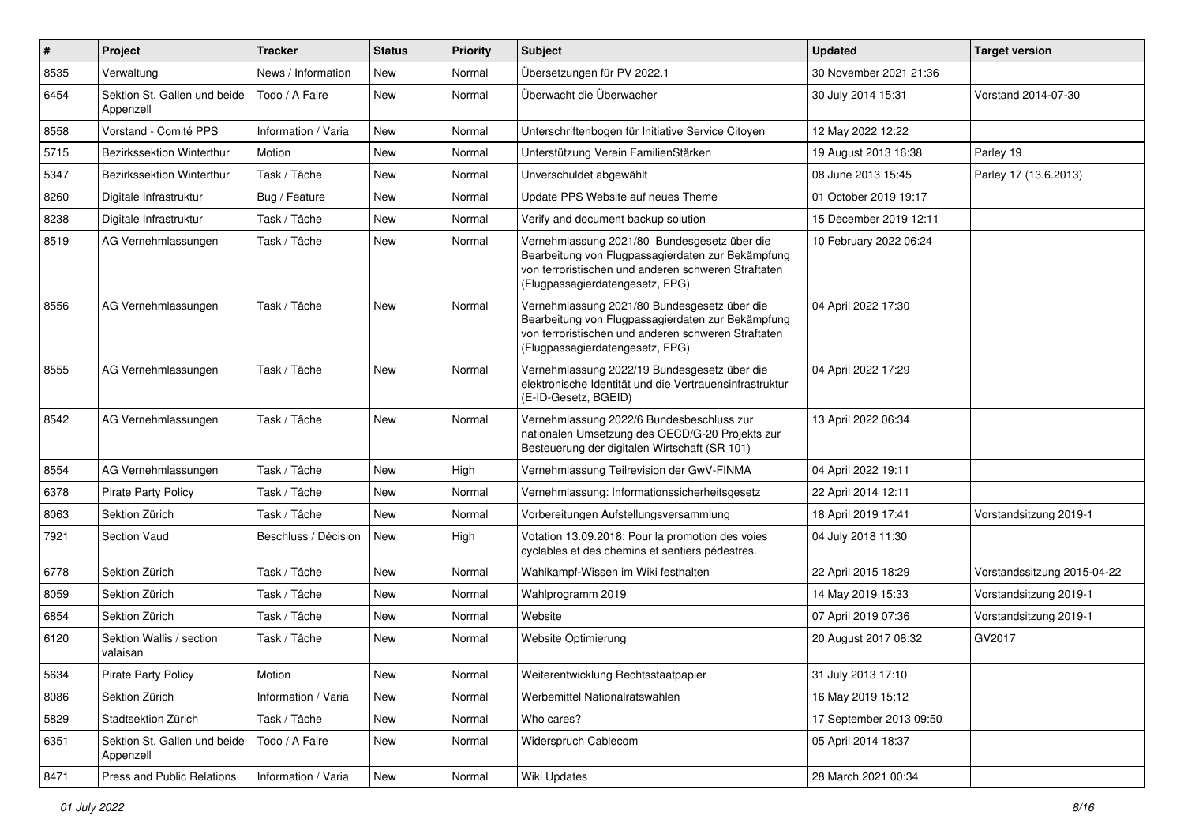| # | Project | Tracker | Status | Priority | Subject | Updated | Target version |
|---|---|---|---|---|---|---|---|
| 8535 | Verwaltung | News / Information | New | Normal | Übersetzungen für PV 2022.1 | 30 November 2021 21:36 | |
| 6454 | Sektion St. Gallen und beide Appenzell | Todo / A Faire | New | Normal | Überwacht die Überwacher | 30 July 2014 15:31 | Vorstand 2014-07-30 |
| 8558 | Vorstand - Comité PPS | Information / Varia | New | Normal | Unterschriftenbogen für Initiative Service Citoyen | 12 May 2022 12:22 | |
| 5715 | Bezirkssektion Winterthur | Motion | New | Normal | Unterstützung Verein FamilienStärken | 19 August 2013 16:38 | Parley 19 |
| 5347 | Bezirkssektion Winterthur | Task / Tâche | New | Normal | Unverschuldet abgewählt | 08 June 2013 15:45 | Parley 17 (13.6.2013) |
| 8260 | Digitale Infrastruktur | Bug / Feature | New | Normal | Update PPS Website auf neues Theme | 01 October 2019 19:17 | |
| 8238 | Digitale Infrastruktur | Task / Tâche | New | Normal | Verify and document backup solution | 15 December 2019 12:11 | |
| 8519 | AG Vernehmlassungen | Task / Tâche | New | Normal | Vernehmlassung 2021/80 Bundesgesetz über die Bearbeitung von Flugpassagierdaten zur Bekämpfung von terroristischen und anderen schweren Straftaten (Flugpassagierdatengesetz, FPG) | 10 February 2022 06:24 | |
| 8556 | AG Vernehmlassungen | Task / Tâche | New | Normal | Vernehmlassung 2021/80 Bundesgesetz über die Bearbeitung von Flugpassagierdaten zur Bekämpfung von terroristischen und anderen schweren Straftaten (Flugpassagierdatengesetz, FPG) | 04 April 2022 17:30 | |
| 8555 | AG Vernehmlassungen | Task / Tâche | New | Normal | Vernehmlassung 2022/19 Bundesgesetz über die elektronische Identität und die Vertrauensinfrastruktur (E-ID-Gesetz, BGEID) | 04 April 2022 17:29 | |
| 8542 | AG Vernehmlassungen | Task / Tâche | New | Normal | Vernehmlassung 2022/6 Bundesbeschluss zur nationalen Umsetzung des OECD/G-20 Projekts zur Besteuerung der digitalen Wirtschaft (SR 101) | 13 April 2022 06:34 | |
| 8554 | AG Vernehmlassungen | Task / Tâche | New | High | Vernehmlassung Teilrevision der GwV-FINMA | 04 April 2022 19:11 | |
| 6378 | Pirate Party Policy | Task / Tâche | New | Normal | Vernehmlassung: Informationssicherheitsgesetz | 22 April 2014 12:11 | |
| 8063 | Sektion Zürich | Task / Tâche | New | Normal | Vorbereitungen Aufstellungsversammlung | 18 April 2019 17:41 | Vorstandsitzung 2019-1 |
| 7921 | Section Vaud | Beschluss / Décision | New | High | Votation 13.09.2018: Pour la promotion des voies cyclables et des chemins et sentiers pédestres. | 04 July 2018 11:30 | |
| 6778 | Sektion Zürich | Task / Tâche | New | Normal | Wahlkampf-Wissen im Wiki festhalten | 22 April 2015 18:29 | Vorstandssitzung 2015-04-22 |
| 8059 | Sektion Zürich | Task / Tâche | New | Normal | Wahlprogramm 2019 | 14 May 2019 15:33 | Vorstandsitzung 2019-1 |
| 6854 | Sektion Zürich | Task / Tâche | New | Normal | Website | 07 April 2019 07:36 | Vorstandsitzung 2019-1 |
| 6120 | Sektion Wallis / section valaisan | Task / Tâche | New | Normal | Website Optimierung | 20 August 2017 08:32 | GV2017 |
| 5634 | Pirate Party Policy | Motion | New | Normal | Weiterentwicklung Rechtsstaatpapier | 31 July 2013 17:10 | |
| 8086 | Sektion Zürich | Information / Varia | New | Normal | Werbemittel Nationalratswahlen | 16 May 2019 15:12 | |
| 5829 | Stadtsektion Zürich | Task / Tâche | New | Normal | Who cares? | 17 September 2013 09:50 | |
| 6351 | Sektion St. Gallen und beide Appenzell | Todo / A Faire | New | Normal | Widerspruch Cablecom | 05 April 2014 18:37 | |
| 8471 | Press and Public Relations | Information / Varia | New | Normal | Wiki Updates | 28 March 2021 00:34 | |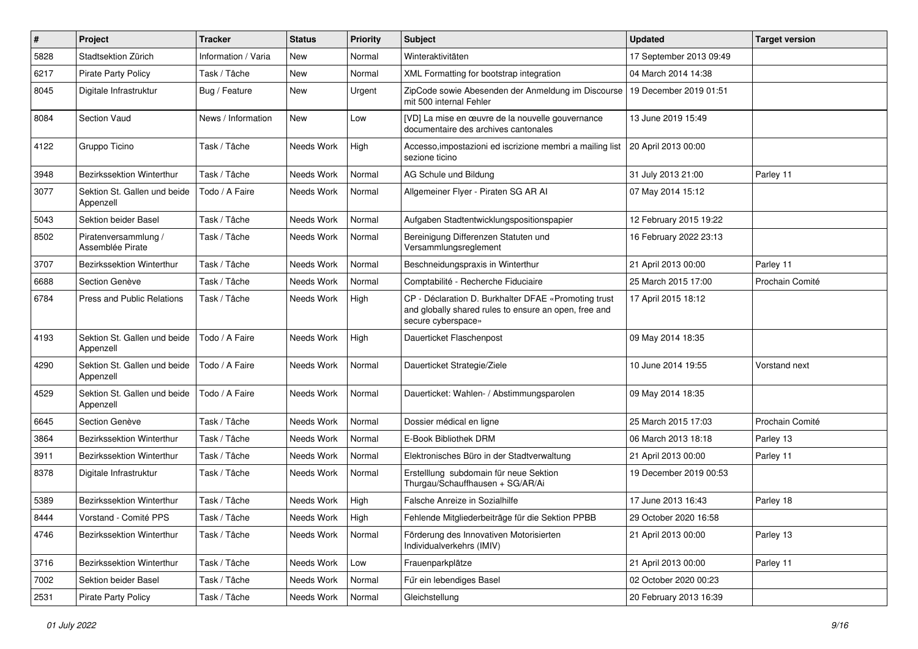| # | Project | Tracker | Status | Priority | Subject | Updated | Target version |
|---|---|---|---|---|---|---|---|
| 5828 | Stadtsektion Zürich | Information / Varia | New | Normal | Winteraktivitäten | 17 September 2013 09:49 | |
| 6217 | Pirate Party Policy | Task / Tâche | New | Normal | XML Formatting for bootstrap integration | 04 March 2014 14:38 | |
| 8045 | Digitale Infrastruktur | Bug / Feature | New | Urgent | ZipCode sowie Absenden der Anmeldung im Discourse mit 500 internal Fehler | 19 December 2019 01:51 | |
| 8084 | Section Vaud | News / Information | New | Low | [VD] La mise en œuvre de la nouvelle gouvernance documentaire des archives cantonales | 13 June 2019 15:49 | |
| 4122 | Gruppo Ticino | Task / Tâche | Needs Work | High | Accesso,impostazioni ed iscrizione membri a mailing list sezione ticino | 20 April 2013 00:00 | |
| 3948 | Bezirkssektion Winterthur | Task / Tâche | Needs Work | Normal | AG Schule und Bildung | 31 July 2013 21:00 | Parley 11 |
| 3077 | Sektion St. Gallen und beide Appenzell | Todo / A Faire | Needs Work | Normal | Allgemeiner Flyer - Piraten SG AR AI | 07 May 2014 15:12 | |
| 5043 | Sektion beider Basel | Task / Tâche | Needs Work | Normal | Aufgaben Stadtentwicklungspositionspapier | 12 February 2015 19:22 | |
| 8502 | Piratenversammlung / Assemblée Pirate | Task / Tâche | Needs Work | Normal | Bereinigung Differenzen Statuten und Versammlungsreglement | 16 February 2022 23:13 | |
| 3707 | Bezirkssektion Winterthur | Task / Tâche | Needs Work | Normal | Beschneidungspraxis in Winterthur | 21 April 2013 00:00 | Parley 11 |
| 6688 | Section Genève | Task / Tâche | Needs Work | Normal | Comptabilité - Recherche Fiduciaire | 25 March 2015 17:00 | Prochain Comité |
| 6784 | Press and Public Relations | Task / Tâche | Needs Work | High | CP - Déclaration D. Burkhalter DFAE «Promoting trust and globally shared rules to ensure an open, free and secure cyberspace» | 17 April 2015 18:12 | |
| 4193 | Sektion St. Gallen und beide Appenzell | Todo / A Faire | Needs Work | High | Dauerticket Flaschenpost | 09 May 2014 18:35 | |
| 4290 | Sektion St. Gallen und beide Appenzell | Todo / A Faire | Needs Work | Normal | Dauerticket Strategie/Ziele | 10 June 2014 19:55 | Vorstand next |
| 4529 | Sektion St. Gallen und beide Appenzell | Todo / A Faire | Needs Work | Normal | Dauerticket: Wahlen- / Abstimmungsparolen | 09 May 2014 18:35 | |
| 6645 | Section Genève | Task / Tâche | Needs Work | Normal | Dossier médical en ligne | 25 March 2015 17:03 | Prochain Comité |
| 3864 | Bezirkssektion Winterthur | Task / Tâche | Needs Work | Normal | E-Book Bibliothek DRM | 06 March 2013 18:18 | Parley 13 |
| 3911 | Bezirkssektion Winterthur | Task / Tâche | Needs Work | Normal | Elektronisches Büro in der Stadtverwaltung | 21 April 2013 00:00 | Parley 11 |
| 8378 | Digitale Infrastruktur | Task / Tâche | Needs Work | Normal | Erstelllung subdomain für neue Sektion Thurgau/Schauffhausen + SG/AR/Ai | 19 December 2019 00:53 | |
| 5389 | Bezirkssektion Winterthur | Task / Tâche | Needs Work | High | Falsche Anreize in Sozialhilfe | 17 June 2013 16:43 | Parley 18 |
| 8444 | Vorstand - Comité PPS | Task / Tâche | Needs Work | High | Fehlende Mitgliederbeiträge für die Sektion PPBB | 29 October 2020 16:58 | |
| 4746 | Bezirkssektion Winterthur | Task / Tâche | Needs Work | Normal | Förderung des Innovativen Motorisierten Individualverkehrs (IMIV) | 21 April 2013 00:00 | Parley 13 |
| 3716 | Bezirkssektion Winterthur | Task / Tâche | Needs Work | Low | Frauenparkplätze | 21 April 2013 00:00 | Parley 11 |
| 7002 | Sektion beider Basel | Task / Tâche | Needs Work | Normal | Für ein lebendiges Basel | 02 October 2020 00:23 | |
| 2531 | Pirate Party Policy | Task / Tâche | Needs Work | Normal | Gleichstellung | 20 February 2013 16:39 | |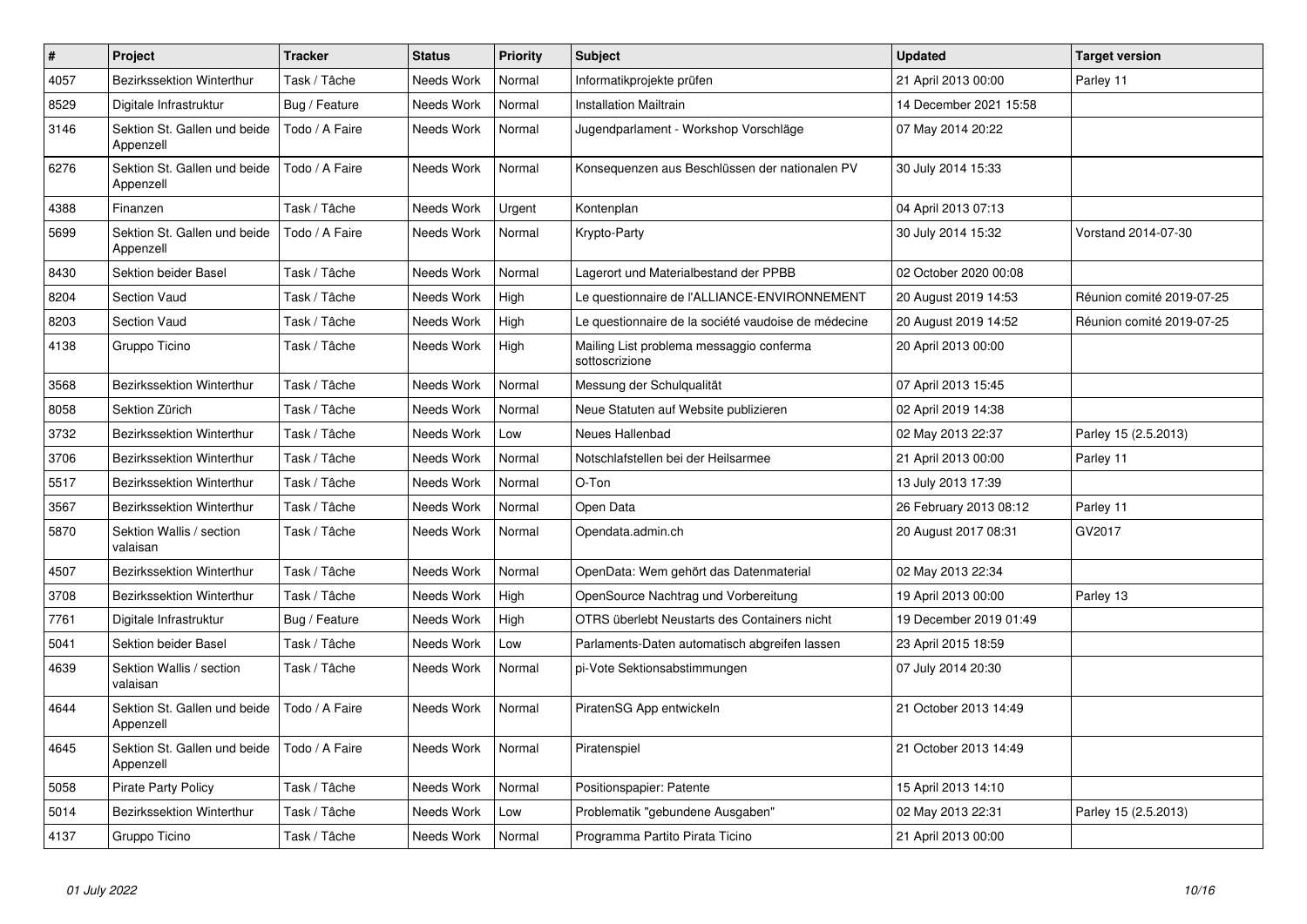| # | Project | Tracker | Status | Priority | Subject | Updated | Target version |
|---|---|---|---|---|---|---|---|
| 4057 | Bezirkssektion Winterthur | Task / Tâche | Needs Work | Normal | Informatikprojekte prüfen | 21 April 2013 00:00 | Parley 11 |
| 8529 | Digitale Infrastruktur | Bug / Feature | Needs Work | Normal | Installation Mailtrain | 14 December 2021 15:58 | |
| 3146 | Sektion St. Gallen und beide Appenzell | Todo / A Faire | Needs Work | Normal | Jugendparlament - Workshop Vorschläge | 07 May 2014 20:22 | |
| 6276 | Sektion St. Gallen und beide Appenzell | Todo / A Faire | Needs Work | Normal | Konsequenzen aus Beschlüssen der nationalen PV | 30 July 2014 15:33 | |
| 4388 | Finanzen | Task / Tâche | Needs Work | Urgent | Kontenplan | 04 April 2013 07:13 | |
| 5699 | Sektion St. Gallen und beide Appenzell | Todo / A Faire | Needs Work | Normal | Krypto-Party | 30 July 2014 15:32 | Vorstand 2014-07-30 |
| 8430 | Sektion beider Basel | Task / Tâche | Needs Work | Normal | Lagerort und Materialbestand der PPBB | 02 October 2020 00:08 | |
| 8204 | Section Vaud | Task / Tâche | Needs Work | High | Le questionnaire de l'ALLIANCE-ENVIRONNEMENT | 20 August 2019 14:53 | Réunion comité 2019-07-25 |
| 8203 | Section Vaud | Task / Tâche | Needs Work | High | Le questionnaire de la société vaudoise de médecine | 20 August 2019 14:52 | Réunion comité 2019-07-25 |
| 4138 | Gruppo Ticino | Task / Tâche | Needs Work | High | Mailing List problema messaggio conferma sottoscrizione | 20 April 2013 00:00 | |
| 3568 | Bezirkssektion Winterthur | Task / Tâche | Needs Work | Normal | Messung der Schulqualität | 07 April 2013 15:45 | |
| 8058 | Sektion Zürich | Task / Tâche | Needs Work | Normal | Neue Statuten auf Website publizieren | 02 April 2019 14:38 | |
| 3732 | Bezirkssektion Winterthur | Task / Tâche | Needs Work | Low | Neues Hallenbad | 02 May 2013 22:37 | Parley 15 (2.5.2013) |
| 3706 | Bezirkssektion Winterthur | Task / Tâche | Needs Work | Normal | Notschlafstellen bei der Heilsarmee | 21 April 2013 00:00 | Parley 11 |
| 5517 | Bezirkssektion Winterthur | Task / Tâche | Needs Work | Normal | O-Ton | 13 July 2013 17:39 | |
| 3567 | Bezirkssektion Winterthur | Task / Tâche | Needs Work | Normal | Open Data | 26 February 2013 08:12 | Parley 11 |
| 5870 | Sektion Wallis / section valaisan | Task / Tâche | Needs Work | Normal | Opendata.admin.ch | 20 August 2017 08:31 | GV2017 |
| 4507 | Bezirkssektion Winterthur | Task / Tâche | Needs Work | Normal | OpenData: Wem gehört das Datenmaterial | 02 May 2013 22:34 | |
| 3708 | Bezirkssektion Winterthur | Task / Tâche | Needs Work | High | OpenSource Nachtrag und Vorbereitung | 19 April 2013 00:00 | Parley 13 |
| 7761 | Digitale Infrastruktur | Bug / Feature | Needs Work | High | OTRS überlebt Neustarts des Containers nicht | 19 December 2019 01:49 | |
| 5041 | Sektion beider Basel | Task / Tâche | Needs Work | Low | Parlaments-Daten automatisch abgreifen lassen | 23 April 2015 18:59 | |
| 4639 | Sektion Wallis / section valaisan | Task / Tâche | Needs Work | Normal | pi-Vote Sektionsabstimmungen | 07 July 2014 20:30 | |
| 4644 | Sektion St. Gallen und beide Appenzell | Todo / A Faire | Needs Work | Normal | PiratenSG App entwickeln | 21 October 2013 14:49 | |
| 4645 | Sektion St. Gallen und beide Appenzell | Todo / A Faire | Needs Work | Normal | Piratenspiel | 21 October 2013 14:49 | |
| 5058 | Pirate Party Policy | Task / Tâche | Needs Work | Normal | Positionspapier: Patente | 15 April 2013 14:10 | |
| 5014 | Bezirkssektion Winterthur | Task / Tâche | Needs Work | Low | Problematik "gebundene Ausgaben" | 02 May 2013 22:31 | Parley 15 (2.5.2013) |
| 4137 | Gruppo Ticino | Task / Tâche | Needs Work | Normal | Programma Partito Pirata Ticino | 21 April 2013 00:00 | |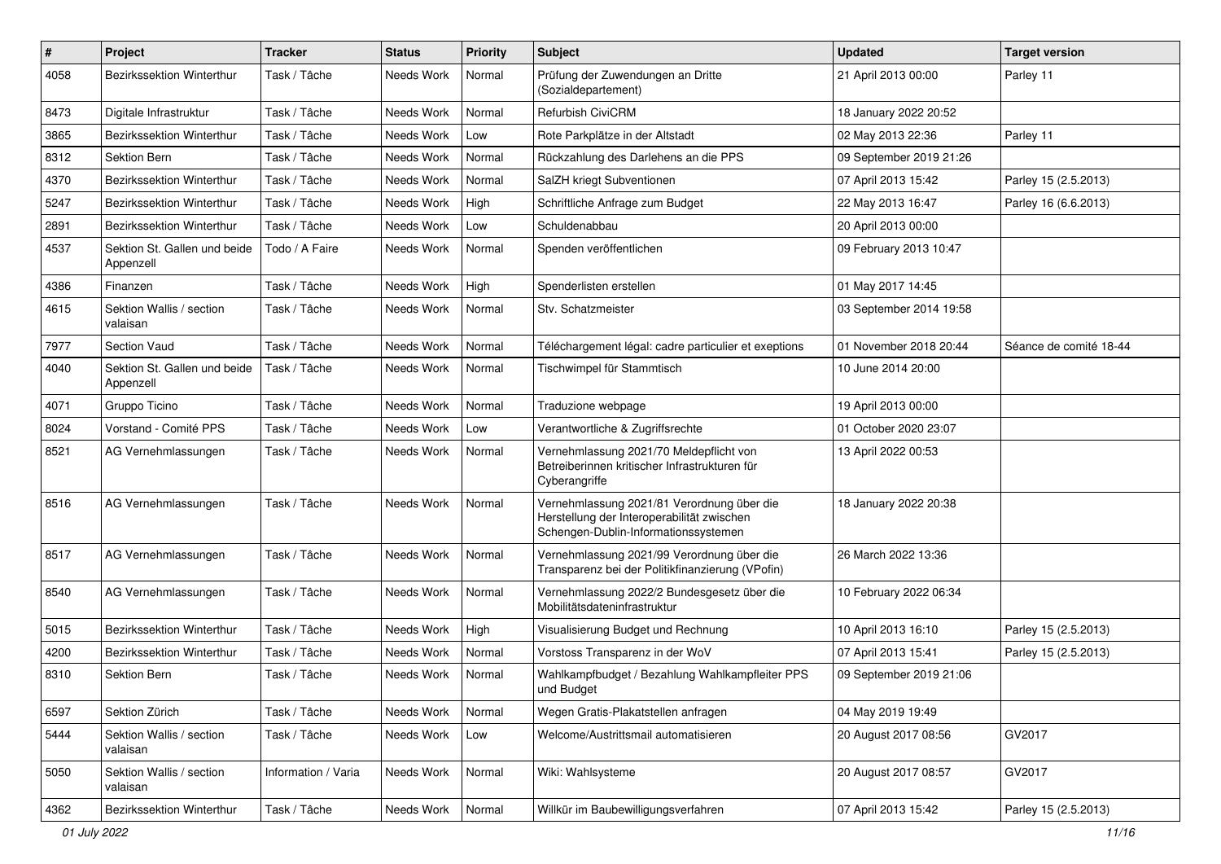| # | Project | Tracker | Status | Priority | Subject | Updated | Target version |
|---|---|---|---|---|---|---|---|
| 4058 | Bezirkssektion Winterthur | Task / Tâche | Needs Work | Normal | Prüfung der Zuwendungen an Dritte (Sozialdepartement) | 21 April 2013 00:00 | Parley 11 |
| 8473 | Digitale Infrastruktur | Task / Tâche | Needs Work | Normal | Refurbish CiviCRM | 18 January 2022 20:52 | |
| 3865 | Bezirkssektion Winterthur | Task / Tâche | Needs Work | Low | Rote Parkplätze in der Altstadt | 02 May 2013 22:36 | Parley 11 |
| 8312 | Sektion Bern | Task / Tâche | Needs Work | Normal | Rückzahlung des Darlehens an die PPS | 09 September 2019 21:26 | |
| 4370 | Bezirkssektion Winterthur | Task / Tâche | Needs Work | Normal | SalZH kriegt Subventionen | 07 April 2013 15:42 | Parley 15 (2.5.2013) |
| 5247 | Bezirkssektion Winterthur | Task / Tâche | Needs Work | High | Schriftliche Anfrage zum Budget | 22 May 2013 16:47 | Parley 16 (6.6.2013) |
| 2891 | Bezirkssektion Winterthur | Task / Tâche | Needs Work | Low | Schuldenabbau | 20 April 2013 00:00 | |
| 4537 | Sektion St. Gallen und beide Appenzell | Todo / A Faire | Needs Work | Normal | Spenden veröffentlichen | 09 February 2013 10:47 | |
| 4386 | Finanzen | Task / Tâche | Needs Work | High | Spenderlisten erstellen | 01 May 2017 14:45 | |
| 4615 | Sektion Wallis / section valaisan | Task / Tâche | Needs Work | Normal | Stv. Schatzmeister | 03 September 2014 19:58 | |
| 7977 | Section Vaud | Task / Tâche | Needs Work | Normal | Téléchargement légal: cadre particulier et exeptions | 01 November 2018 20:44 | Séance de comité 18-44 |
| 4040 | Sektion St. Gallen und beide Appenzell | Task / Tâche | Needs Work | Normal | Tischwimpel für Stammtisch | 10 June 2014 20:00 | |
| 4071 | Gruppo Ticino | Task / Tâche | Needs Work | Normal | Traduzione webpage | 19 April 2013 00:00 | |
| 8024 | Vorstand - Comité PPS | Task / Tâche | Needs Work | Low | Verantwortliche & Zugriffsrechte | 01 October 2020 23:07 | |
| 8521 | AG Vernehmlassungen | Task / Tâche | Needs Work | Normal | Vernehmlassung 2021/70 Meldepflicht von Betreiberinnen kritischer Infrastrukturen für Cyberangriffe | 13 April 2022 00:53 | |
| 8516 | AG Vernehmlassungen | Task / Tâche | Needs Work | Normal | Vernehmlassung 2021/81 Verordnung über die Herstellung der Interoperabilität zwischen Schengen-Dublin-Informationssystemen | 18 January 2022 20:38 | |
| 8517 | AG Vernehmlassungen | Task / Tâche | Needs Work | Normal | Vernehmlassung 2021/99 Verordnung über die Transparenz bei der Politikfinanzierung (VPofin) | 26 March 2022 13:36 | |
| 8540 | AG Vernehmlassungen | Task / Tâche | Needs Work | Normal | Vernehmlassung 2022/2 Bundesgesetz über die Mobilitätsdateninfrastruktur | 10 February 2022 06:34 | |
| 5015 | Bezirkssektion Winterthur | Task / Tâche | Needs Work | High | Visualisierung Budget und Rechnung | 10 April 2013 16:10 | Parley 15 (2.5.2013) |
| 4200 | Bezirkssektion Winterthur | Task / Tâche | Needs Work | Normal | Vorstoss Transparenz in der WoV | 07 April 2013 15:41 | Parley 15 (2.5.2013) |
| 8310 | Sektion Bern | Task / Tâche | Needs Work | Normal | Wahlkampfbudget / Bezahlung Wahlkampfleiter PPS und Budget | 09 September 2019 21:06 | |
| 6597 | Sektion Zürich | Task / Tâche | Needs Work | Normal | Wegen Gratis-Plakatstellen anfragen | 04 May 2019 19:49 | |
| 5444 | Sektion Wallis / section valaisan | Task / Tâche | Needs Work | Low | Welcome/Austrittsmail automatisieren | 20 August 2017 08:56 | GV2017 |
| 5050 | Sektion Wallis / section valaisan | Information / Varia | Needs Work | Normal | Wiki: Wahlsysteme | 20 August 2017 08:57 | GV2017 |
| 4362 | Bezirkssektion Winterthur | Task / Tâche | Needs Work | Normal | Willkür im Baubewilligungsverfahren | 07 April 2013 15:42 | Parley 15 (2.5.2013) |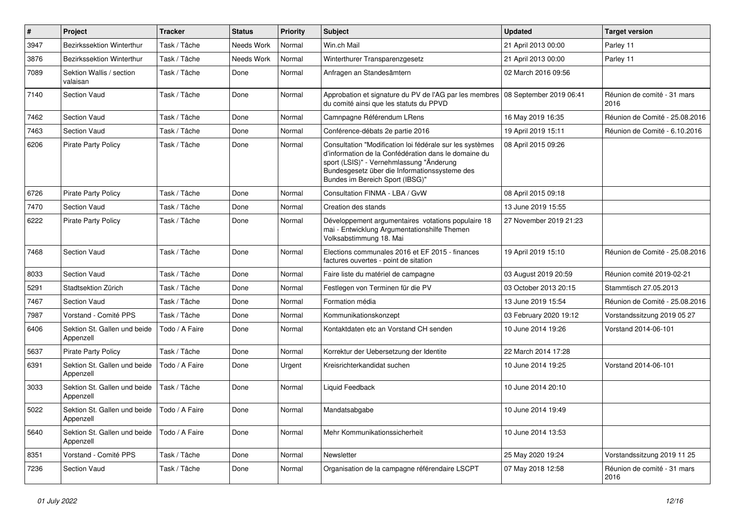| # | Project | Tracker | Status | Priority | Subject | Updated | Target version |
|---|---|---|---|---|---|---|---|
| 3947 | Bezirkssektion Winterthur | Task / Tâche | Needs Work | Normal | Win.ch Mail | 21 April 2013 00:00 | Parley 11 |
| 3876 | Bezirkssektion Winterthur | Task / Tâche | Needs Work | Normal | Winterthurer Transparenzgesetz | 21 April 2013 00:00 | Parley 11 |
| 7089 | Sektion Wallis / section valaisan | Task / Tâche | Done | Normal | Anfragen an Standesämtern | 02 March 2016 09:56 | |
| 7140 | Section Vaud | Task / Tâche | Done | Normal | Approbation et signature du PV de l'AG par les membres du comité ainsi que les statuts du PPVD | 08 September 2019 06:41 | Réunion de comité - 31 mars 2016 |
| 7462 | Section Vaud | Task / Tâche | Done | Normal | Camnpagne Référendum LRens | 16 May 2019 16:35 | Réunion de Comité - 25.08.2016 |
| 7463 | Section Vaud | Task / Tâche | Done | Normal | Conférence-débats 2e partie 2016 | 19 April 2019 15:11 | Réunion de Comité - 6.10.2016 |
| 6206 | Pirate Party Policy | Task / Tâche | Done | Normal | Consultation "Modification loi fédérale sur les systèmes d'information de la Confédération dans le domaine du sport (LSIS)" - Vernehmlassung "Änderung Bundesgesetz über die Informationssysteme des Bundes im Bereich Sport (IBSG)" | 08 April 2015 09:26 | |
| 6726 | Pirate Party Policy | Task / Tâche | Done | Normal | Consultation FINMA - LBA / GvW | 08 April 2015 09:18 | |
| 7470 | Section Vaud | Task / Tâche | Done | Normal | Creation des stands | 13 June 2019 15:55 | |
| 6222 | Pirate Party Policy | Task / Tâche | Done | Normal | Développement argumentaires votations populaire 18 mai - Entwicklung Argumentationshilfe Themen Volksabstimmung 18. Mai | 27 November 2019 21:23 | |
| 7468 | Section Vaud | Task / Tâche | Done | Normal | Elections communales 2016 et EF 2015 - finances factures ouvertes - point de sitation | 19 April 2019 15:10 | Réunion de Comité - 25.08.2016 |
| 8033 | Section Vaud | Task / Tâche | Done | Normal | Faire liste du matériel de campagne | 03 August 2019 20:59 | Réunion comité 2019-02-21 |
| 5291 | Stadtsektion Zürich | Task / Tâche | Done | Normal | Festlegen von Terminen für die PV | 03 October 2013 20:15 | Stammtisch 27.05.2013 |
| 7467 | Section Vaud | Task / Tâche | Done | Normal | Formation média | 13 June 2019 15:54 | Réunion de Comité - 25.08.2016 |
| 7987 | Vorstand - Comité PPS | Task / Tâche | Done | Normal | Kommunikationskonzept | 03 February 2020 19:12 | Vorstandssitzung 2019 05 27 |
| 6406 | Sektion St. Gallen und beide Appenzell | Todo / A Faire | Done | Normal | Kontaktdaten etc an Vorstand CH senden | 10 June 2014 19:26 | Vorstand 2014-06-101 |
| 5637 | Pirate Party Policy | Task / Tâche | Done | Normal | Korrektur der Uebersetzung der Identite | 22 March 2014 17:28 | |
| 6391 | Sektion St. Gallen und beide Appenzell | Todo / A Faire | Done | Urgent | Kreisrichterkandidat suchen | 10 June 2014 19:25 | Vorstand 2014-06-101 |
| 3033 | Sektion St. Gallen und beide Appenzell | Task / Tâche | Done | Normal | Liquid Feedback | 10 June 2014 20:10 | |
| 5022 | Sektion St. Gallen und beide Appenzell | Todo / A Faire | Done | Normal | Mandatsabgabe | 10 June 2014 19:49 | |
| 5640 | Sektion St. Gallen und beide Appenzell | Todo / A Faire | Done | Normal | Mehr Kommunikationssicherheit | 10 June 2014 13:53 | |
| 8351 | Vorstand - Comité PPS | Task / Tâche | Done | Normal | Newsletter | 25 May 2020 19:24 | Vorstandssitzung 2019 11 25 |
| 7236 | Section Vaud | Task / Tâche | Done | Normal | Organisation de la campagne référendaire LSCPT | 07 May 2018 12:58 | Réunion de comité - 31 mars 2016 |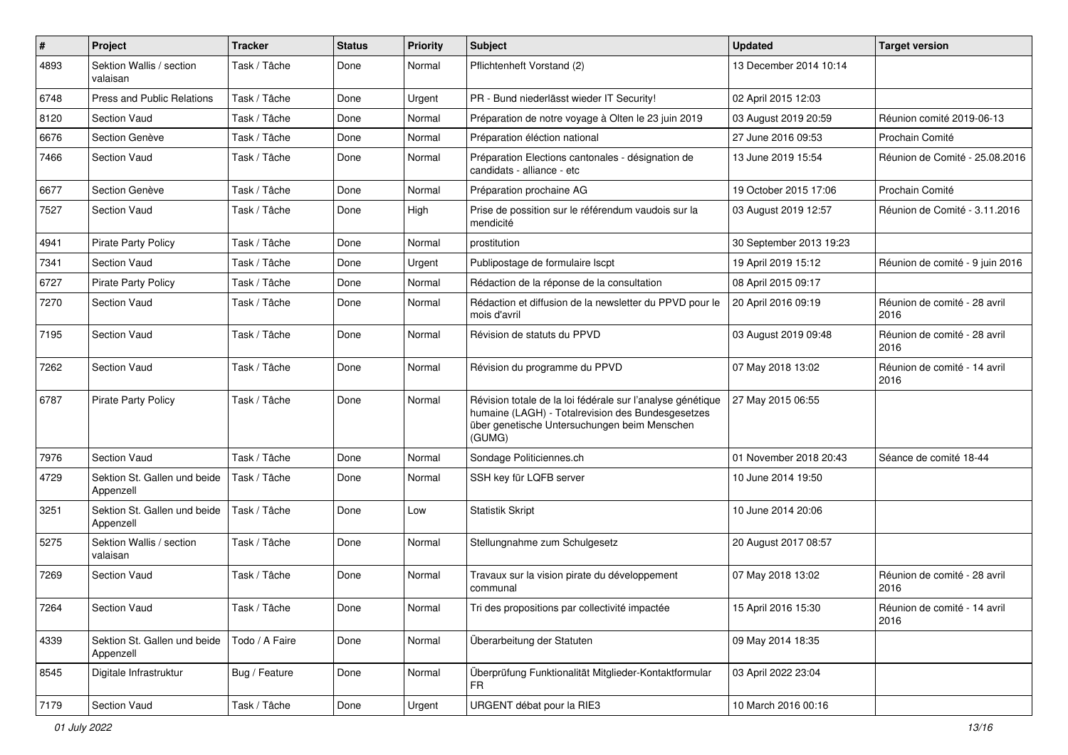| # | Project | Tracker | Status | Priority | Subject | Updated | Target version |
|---|---|---|---|---|---|---|---|
| 4893 | Sektion Wallis / section valaisan | Task / Tâche | Done | Normal | Pflichtenheft Vorstand (2) | 13 December 2014 10:14 | |
| 6748 | Press and Public Relations | Task / Tâche | Done | Urgent | PR - Bund niederlässt wieder IT Security! | 02 April 2015 12:03 | |
| 8120 | Section Vaud | Task / Tâche | Done | Normal | Préparation de notre voyage à Olten le 23 juin 2019 | 03 August 2019 20:59 | Réunion comité 2019-06-13 |
| 6676 | Section Genève | Task / Tâche | Done | Normal | Préparation éléction national | 27 June 2016 09:53 | Prochain Comité |
| 7466 | Section Vaud | Task / Tâche | Done | Normal | Préparation Elections cantonales - désignation de candidats - alliance - etc | 13 June 2019 15:54 | Réunion de Comité - 25.08.2016 |
| 6677 | Section Genève | Task / Tâche | Done | Normal | Préparation prochaine AG | 19 October 2015 17:06 | Prochain Comité |
| 7527 | Section Vaud | Task / Tâche | Done | High | Prise de possition sur le référendum vaudois sur la mendicité | 03 August 2019 12:57 | Réunion de Comité - 3.11.2016 |
| 4941 | Pirate Party Policy | Task / Tâche | Done | Normal | prostitution | 30 September 2013 19:23 | |
| 7341 | Section Vaud | Task / Tâche | Done | Urgent | Publipostage de formulaire lscpt | 19 April 2019 15:12 | Réunion de comité - 9 juin 2016 |
| 6727 | Pirate Party Policy | Task / Tâche | Done | Normal | Rédaction de la réponse de la consultation | 08 April 2015 09:17 | |
| 7270 | Section Vaud | Task / Tâche | Done | Normal | Rédaction et diffusion de la newsletter du PPVD pour le mois d'avril | 20 April 2016 09:19 | Réunion de comité - 28 avril 2016 |
| 7195 | Section Vaud | Task / Tâche | Done | Normal | Révision de statuts du PPVD | 03 August 2019 09:48 | Réunion de comité - 28 avril 2016 |
| 7262 | Section Vaud | Task / Tâche | Done | Normal | Révision du programme du PPVD | 07 May 2018 13:02 | Réunion de comité - 14 avril 2016 |
| 6787 | Pirate Party Policy | Task / Tâche | Done | Normal | Révision totale de la loi fédérale sur l'analyse génétique humaine (LAGH) - Totalrevision des Bundesgesetzes über genetische Untersuchungen beim Menschen (GUMG) | 27 May 2015 06:55 | |
| 7976 | Section Vaud | Task / Tâche | Done | Normal | Sondage Politiciennes.ch | 01 November 2018 20:43 | Séance de comité 18-44 |
| 4729 | Sektion St. Gallen und beide Appenzell | Task / Tâche | Done | Normal | SSH key für LQFB server | 10 June 2014 19:50 | |
| 3251 | Sektion St. Gallen und beide Appenzell | Task / Tâche | Done | Low | Statistik Skript | 10 June 2014 20:06 | |
| 5275 | Sektion Wallis / section valaisan | Task / Tâche | Done | Normal | Stellungnahme zum Schulgesetz | 20 August 2017 08:57 | |
| 7269 | Section Vaud | Task / Tâche | Done | Normal | Travaux sur la vision pirate du développement communal | 07 May 2018 13:02 | Réunion de comité - 28 avril 2016 |
| 7264 | Section Vaud | Task / Tâche | Done | Normal | Tri des propositions par collectivité impactée | 15 April 2016 15:30 | Réunion de comité - 14 avril 2016 |
| 4339 | Sektion St. Gallen und beide Appenzell | Todo / A Faire | Done | Normal | Überarbeitung der Statuten | 09 May 2014 18:35 | |
| 8545 | Digitale Infrastruktur | Bug / Feature | Done | Normal | Überprüfung Funktionalität Mitglieder-Kontaktformular FR | 03 April 2022 23:04 | |
| 7179 | Section Vaud | Task / Tâche | Done | Urgent | URGENT débat pour la RIE3 | 10 March 2016 00:16 | |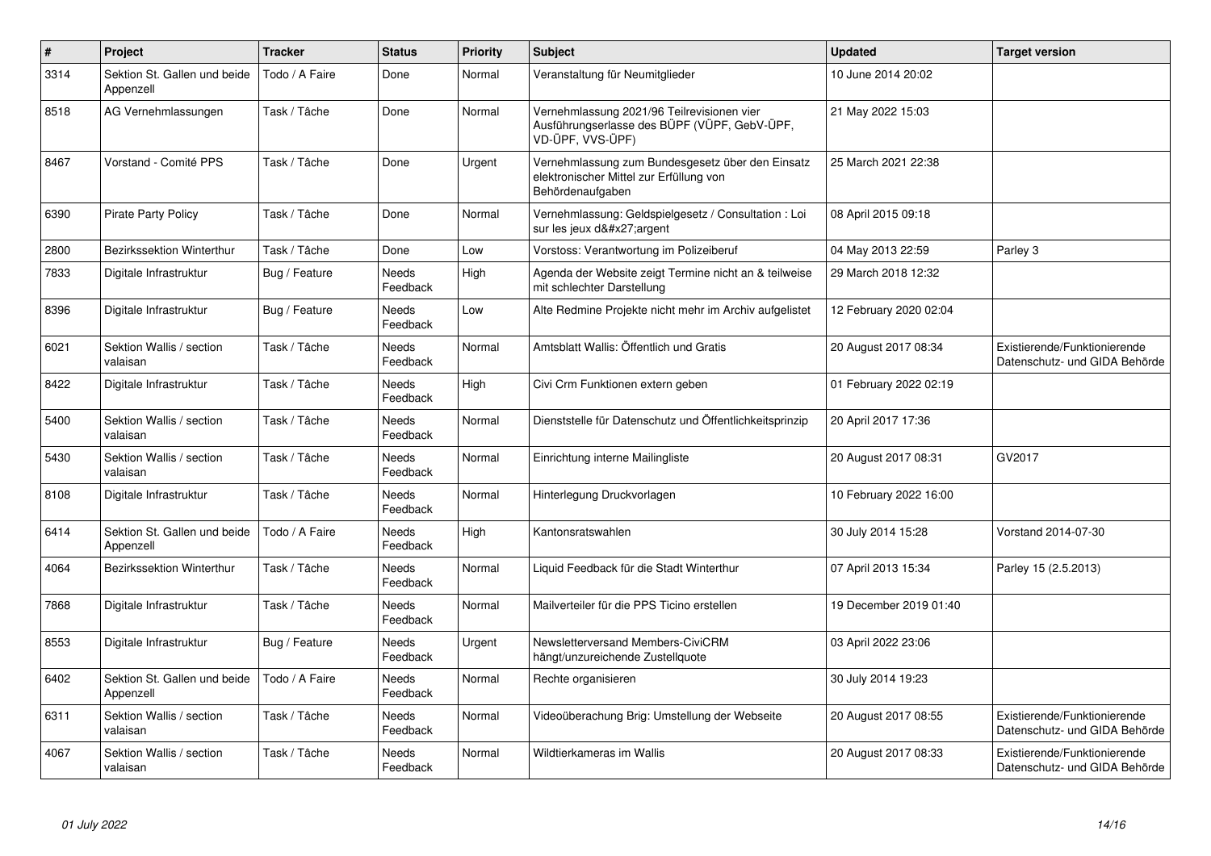| # | Project | Tracker | Status | Priority | Subject | Updated | Target version |
|---|---|---|---|---|---|---|---|
| 3314 | Sektion St. Gallen und beide Appenzell | Todo / A Faire | Done | Normal | Veranstaltung für Neumitglieder | 10 June 2014 20:02 | |
| 8518 | AG Vernehmlassungen | Task / Tâche | Done | Normal | Vernehmlassung 2021/96 Teilrevisionen vier Ausführungserlasse des BÜPF (VÜPF, GebV-ÜPF, VD-ÜPF, VVS-ÜPF) | 21 May 2022 15:03 | |
| 8467 | Vorstand - Comité PPS | Task / Tâche | Done | Urgent | Vernehmlassung zum Bundesgesetz über den Einsatz elektronischer Mittel zur Erfüllung von Behördenaufgaben | 25 March 2021 22:38 | |
| 6390 | Pirate Party Policy | Task / Tâche | Done | Normal | Vernehmlassung: Geldspielgesetz / Consultation : Loi sur les jeux d&#x27;argent | 08 April 2015 09:18 | |
| 2800 | Bezirkssektion Winterthur | Task / Tâche | Done | Low | Vorstoss: Verantwortung im Polizeiberuf | 04 May 2013 22:59 | Parley 3 |
| 7833 | Digitale Infrastruktur | Bug / Feature | Needs Feedback | High | Agenda der Website zeigt Termine nicht an & teilweise mit schlechter Darstellung | 29 March 2018 12:32 | |
| 8396 | Digitale Infrastruktur | Bug / Feature | Needs Feedback | Low | Alte Redmine Projekte nicht mehr im Archiv aufgelistet | 12 February 2020 02:04 | |
| 6021 | Sektion Wallis / section valaisan | Task / Tâche | Needs Feedback | Normal | Amtsblatt Wallis: Öffentlich und Gratis | 20 August 2017 08:34 | Existierende/Funktionierende Datenschutz- und GIDA Behörde |
| 8422 | Digitale Infrastruktur | Task / Tâche | Needs Feedback | High | Civi Crm Funktionen extern geben | 01 February 2022 02:19 | |
| 5400 | Sektion Wallis / section valaisan | Task / Tâche | Needs Feedback | Normal | Dienststelle für Datenschutz und Öffentlichkeitsprinzip | 20 April 2017 17:36 | |
| 5430 | Sektion Wallis / section valaisan | Task / Tâche | Needs Feedback | Normal | Einrichtung interne Mailingliste | 20 August 2017 08:31 | GV2017 |
| 8108 | Digitale Infrastruktur | Task / Tâche | Needs Feedback | Normal | Hinterlegung Druckvorlagen | 10 February 2022 16:00 | |
| 6414 | Sektion St. Gallen und beide Appenzell | Todo / A Faire | Needs Feedback | High | Kantonsratswahlen | 30 July 2014 15:28 | Vorstand 2014-07-30 |
| 4064 | Bezirkssektion Winterthur | Task / Tâche | Needs Feedback | Normal | Liquid Feedback für die Stadt Winterthur | 07 April 2013 15:34 | Parley 15 (2.5.2013) |
| 7868 | Digitale Infrastruktur | Task / Tâche | Needs Feedback | Normal | Mailverteiler für die PPS Ticino erstellen | 19 December 2019 01:40 | |
| 8553 | Digitale Infrastruktur | Bug / Feature | Needs Feedback | Urgent | Newsletterversand Members-CiviCRM hängt/unzureichende Zustellquote | 03 April 2022 23:06 | |
| 6402 | Sektion St. Gallen und beide Appenzell | Todo / A Faire | Needs Feedback | Normal | Rechte organisieren | 30 July 2014 19:23 | |
| 6311 | Sektion Wallis / section valaisan | Task / Tâche | Needs Feedback | Normal | Videoüberachung Brig: Umstellung der Webseite | 20 August 2017 08:55 | Existierende/Funktionierende Datenschutz- und GIDA Behörde |
| 4067 | Sektion Wallis / section valaisan | Task / Tâche | Needs Feedback | Normal | Wildtierkameras im Wallis | 20 August 2017 08:33 | Existierende/Funktionierende Datenschutz- und GIDA Behörde |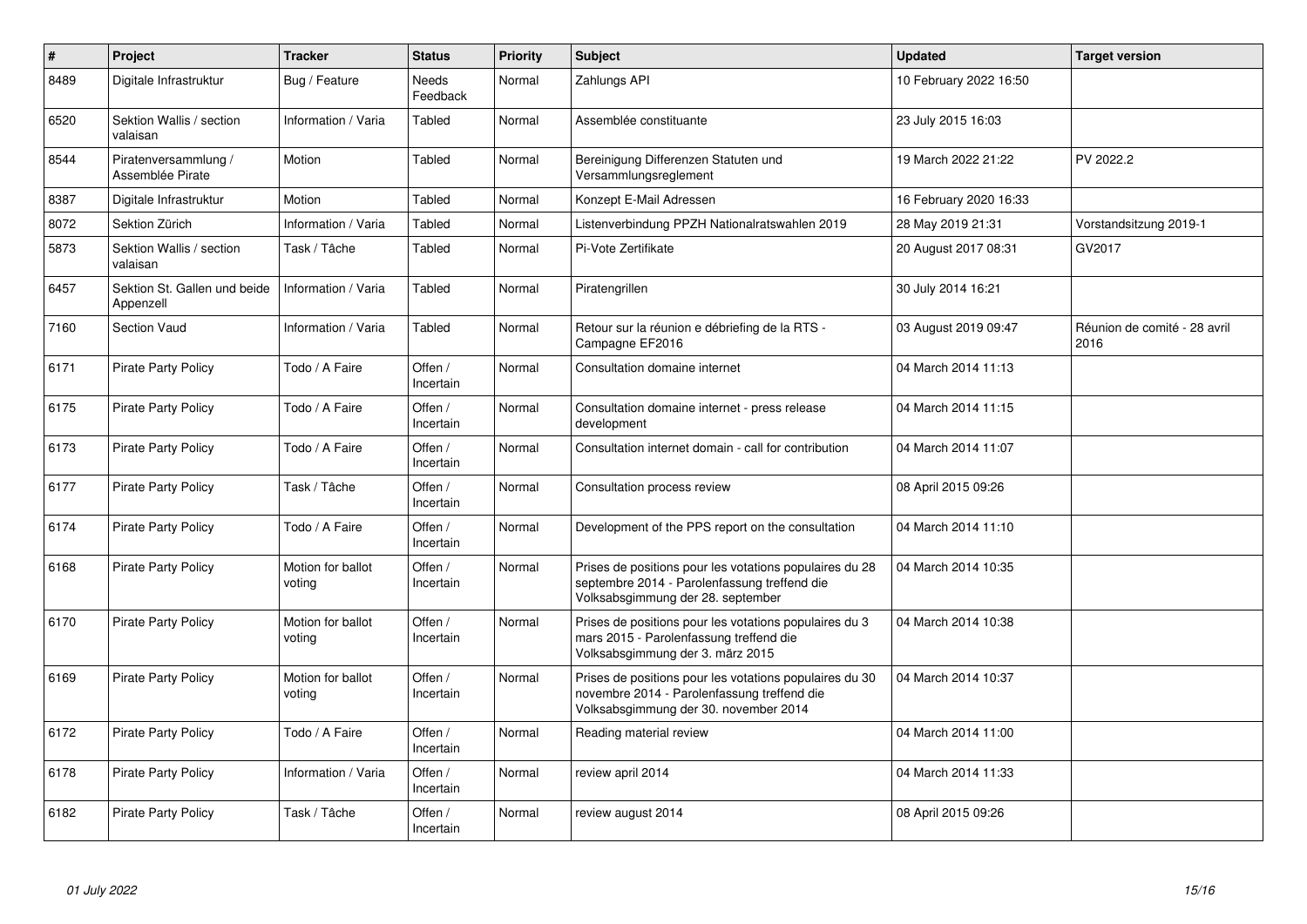| # | Project | Tracker | Status | Priority | Subject | Updated | Target version |
|---|---|---|---|---|---|---|---|
| 8489 | Digitale Infrastruktur | Bug / Feature | Needs Feedback | Normal | Zahlungs API | 10 February 2022 16:50 | |
| 6520 | Sektion Wallis / section valaisan | Information / Varia | Tabled | Normal | Assemblée constituante | 23 July 2015 16:03 | |
| 8544 | Piratenversammlung / Assemblée Pirate | Motion | Tabled | Normal | Bereinigung Differenzen Statuten und Versammlungsreglement | 19 March 2022 21:22 | PV 2022.2 |
| 8387 | Digitale Infrastruktur | Motion | Tabled | Normal | Konzept E-Mail Adressen | 16 February 2020 16:33 | |
| 8072 | Sektion Zürich | Information / Varia | Tabled | Normal | Listenverbindung PPZH Nationalratswahlen 2019 | 28 May 2019 21:31 | Vorstandsitzung 2019-1 |
| 5873 | Sektion Wallis / section valaisan | Task / Tâche | Tabled | Normal | Pi-Vote Zertifikate | 20 August 2017 08:31 | GV2017 |
| 6457 | Sektion St. Gallen und beide Appenzell | Information / Varia | Tabled | Normal | Piratengrillen | 30 July 2014 16:21 | |
| 7160 | Section Vaud | Information / Varia | Tabled | Normal | Retour sur la réunion e débriefing de la RTS - Campagne EF2016 | 03 August 2019 09:47 | Réunion de comité - 28 avril 2016 |
| 6171 | Pirate Party Policy | Todo / A Faire | Offen / Incertain | Normal | Consultation domaine internet | 04 March 2014 11:13 | |
| 6175 | Pirate Party Policy | Todo / A Faire | Offen / Incertain | Normal | Consultation domaine internet - press release development | 04 March 2014 11:15 | |
| 6173 | Pirate Party Policy | Todo / A Faire | Offen / Incertain | Normal | Consultation internet domain - call for contribution | 04 March 2014 11:07 | |
| 6177 | Pirate Party Policy | Task / Tâche | Offen / Incertain | Normal | Consultation process review | 08 April 2015 09:26 | |
| 6174 | Pirate Party Policy | Todo / A Faire | Offen / Incertain | Normal | Development of the PPS report on the consultation | 04 March 2014 11:10 | |
| 6168 | Pirate Party Policy | Motion for ballot voting | Offen / Incertain | Normal | Prises de positions pour les votations populaires du 28 septembre 2014 - Parolenfassung treffend die Volksabsgimmung der 28. september | 04 March 2014 10:35 | |
| 6170 | Pirate Party Policy | Motion for ballot voting | Offen / Incertain | Normal | Prises de positions pour les votations populaires du 3 mars 2015 - Parolenfassung treffend die Volksabsgimmung der 3. märz 2015 | 04 March 2014 10:38 | |
| 6169 | Pirate Party Policy | Motion for ballot voting | Offen / Incertain | Normal | Prises de positions pour les votations populaires du 30 novembre 2014 - Parolenfassung treffend die Volksabsgimmung der 30. november 2014 | 04 March 2014 10:37 | |
| 6172 | Pirate Party Policy | Todo / A Faire | Offen / Incertain | Normal | Reading material review | 04 March 2014 11:00 | |
| 6178 | Pirate Party Policy | Information / Varia | Offen / Incertain | Normal | review april 2014 | 04 March 2014 11:33 | |
| 6182 | Pirate Party Policy | Task / Tâche | Offen / Incertain | Normal | review august 2014 | 08 April 2015 09:26 | |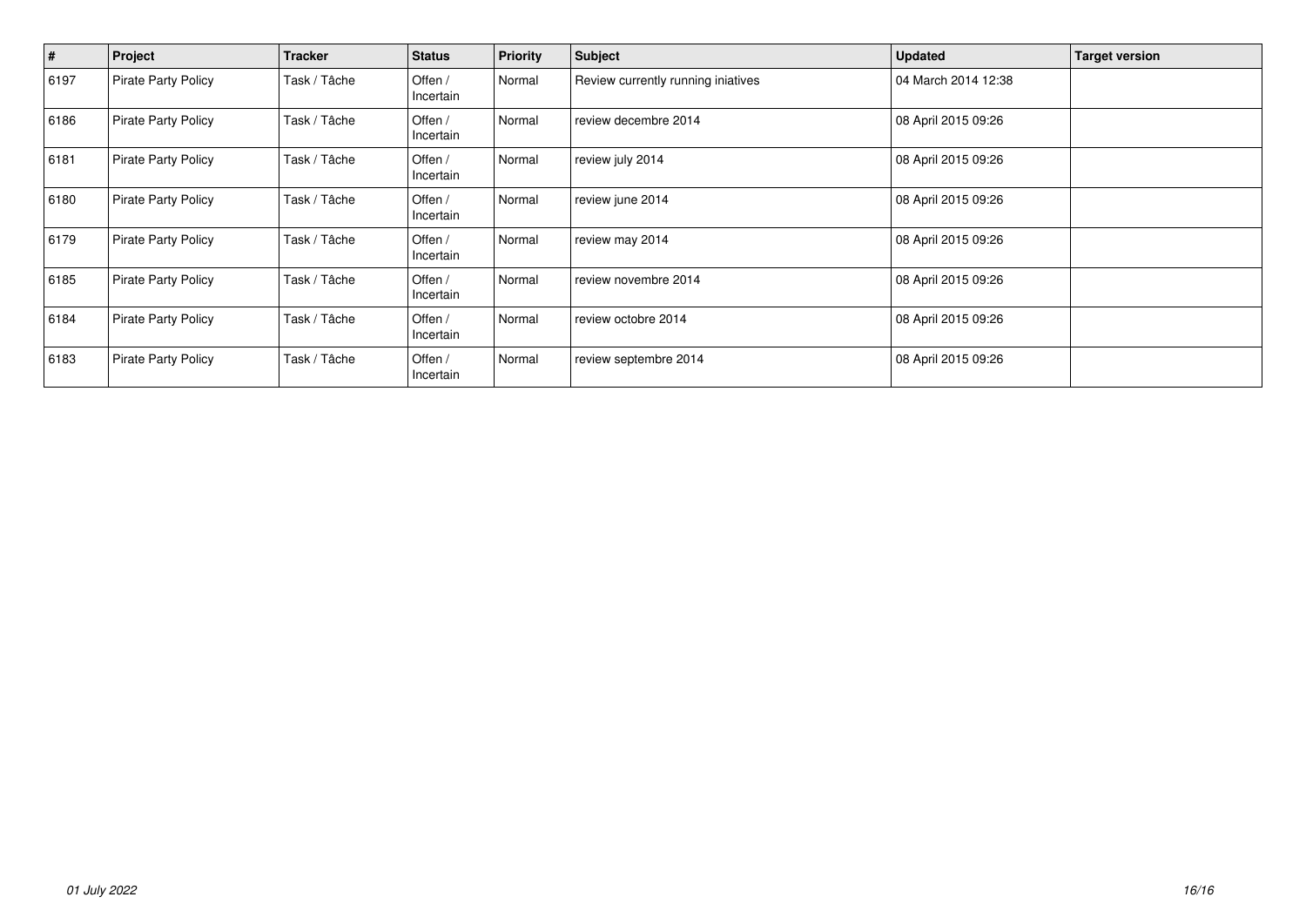| # | Project | Tracker | Status | Priority | Subject | Updated | Target version |
|---|---|---|---|---|---|---|---|
| 6197 | Pirate Party Policy | Task / Tâche | Offen / Incertain | Normal | Review currently running iniatives | 04 March 2014 12:38 | |
| 6186 | Pirate Party Policy | Task / Tâche | Offen / Incertain | Normal | review decembre 2014 | 08 April 2015 09:26 | |
| 6181 | Pirate Party Policy | Task / Tâche | Offen / Incertain | Normal | review july 2014 | 08 April 2015 09:26 | |
| 6180 | Pirate Party Policy | Task / Tâche | Offen / Incertain | Normal | review june 2014 | 08 April 2015 09:26 | |
| 6179 | Pirate Party Policy | Task / Tâche | Offen / Incertain | Normal | review may 2014 | 08 April 2015 09:26 | |
| 6185 | Pirate Party Policy | Task / Tâche | Offen / Incertain | Normal | review novembre 2014 | 08 April 2015 09:26 | |
| 6184 | Pirate Party Policy | Task / Tâche | Offen / Incertain | Normal | review octobre 2014 | 08 April 2015 09:26 | |
| 6183 | Pirate Party Policy | Task / Tâche | Offen / Incertain | Normal | review septembre 2014 | 08 April 2015 09:26 | |